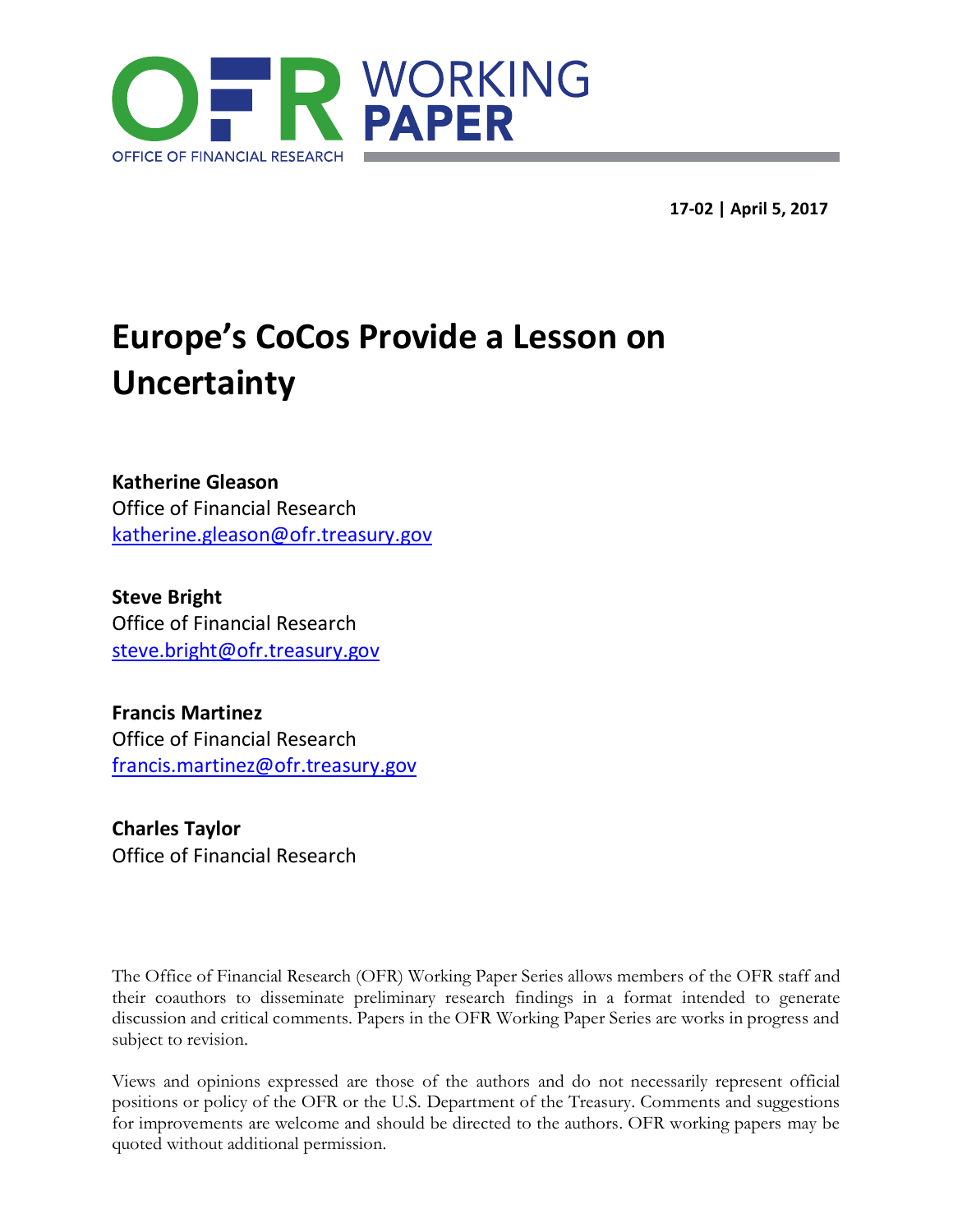# OFR WORKING PAPER

OFFICE OF FINANCIAL RESEARCH

**17-02 | April 5, 2017**

# Europe's CoCos Provide a Lesson on Uncertainty

**Katherine Gleason**
Office of Financial Research
katherine.gleason@ofr.treasury.gov

**Steve Bright**
Office of Financial Research
steve.bright@ofr.treasury.gov

**Francis Martinez**
Office of Financial Research
francis.martinez@ofr.treasury.gov

**Charles Taylor**
Office of Financial Research

The Office of Financial Research (OFR) Working Paper Series allows members of the OFR staff and their coauthors to disseminate preliminary research findings in a format intended to generate discussion and critical comments. Papers in the OFR Working Paper Series are works in progress and subject to revision.

Views and opinions expressed are those of the authors and do not necessarily represent official positions or policy of the OFR or the U.S. Department of the Treasury. Comments and suggestions for improvements are welcome and should be directed to the authors. OFR working papers may be quoted without additional permission.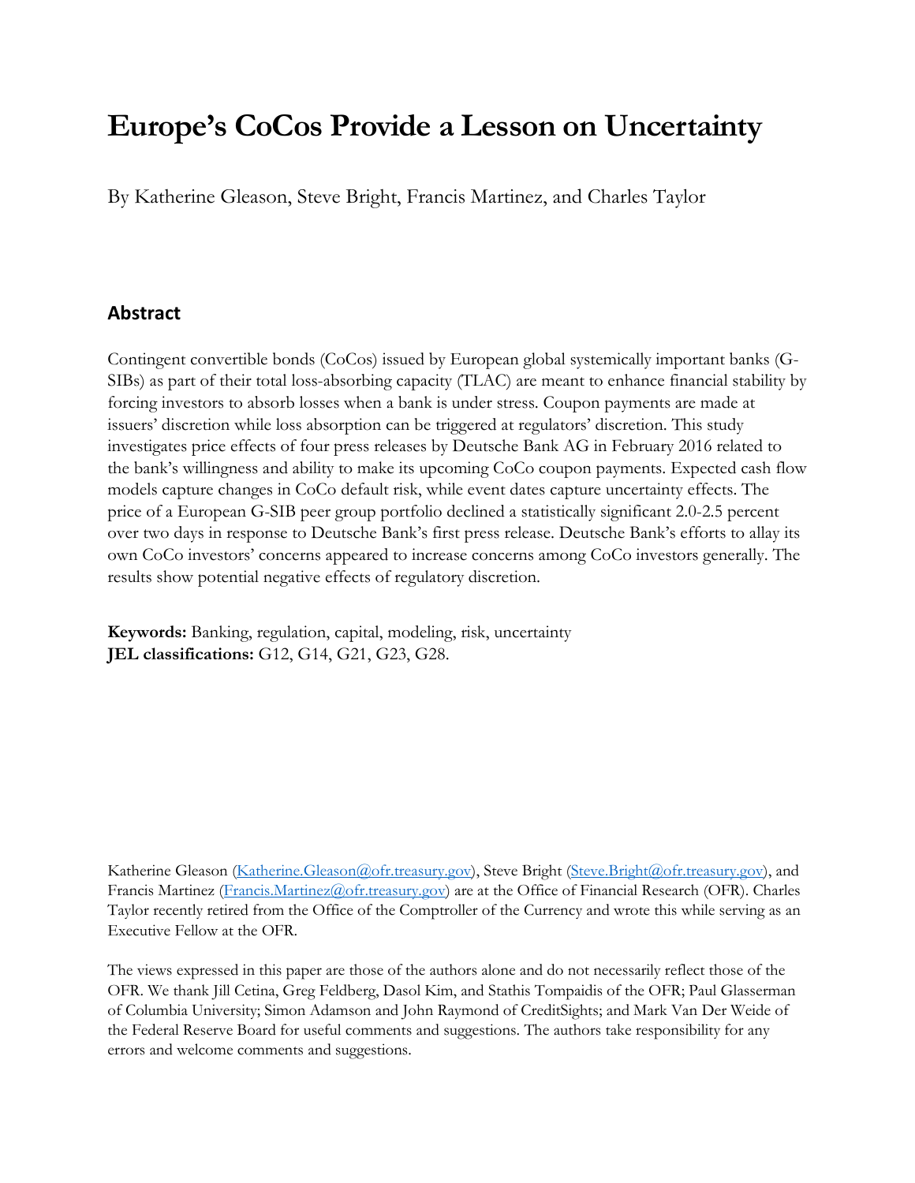# Europe's CoCos Provide a Lesson on Uncertainty

By Katherine Gleason, Steve Bright, Francis Martinez, and Charles Taylor

## Abstract

Contingent convertible bonds (CoCos) issued by European global systemically important banks (G-SIBs) as part of their total loss-absorbing capacity (TLAC) are meant to enhance financial stability by forcing investors to absorb losses when a bank is under stress. Coupon payments are made at issuers' discretion while loss absorption can be triggered at regulators' discretion. This study investigates price effects of four press releases by Deutsche Bank AG in February 2016 related to the bank's willingness and ability to make its upcoming CoCo coupon payments. Expected cash flow models capture changes in CoCo default risk, while event dates capture uncertainty effects. The price of a European G-SIB peer group portfolio declined a statistically significant 2.0-2.5 percent over two days in response to Deutsche Bank's first press release. Deutsche Bank's efforts to allay its own CoCo investors' concerns appeared to increase concerns among CoCo investors generally. The results show potential negative effects of regulatory discretion.

**Keywords:** Banking, regulation, capital, modeling, risk, uncertainty
**JEL classifications:** G12, G14, G21, G23, G28.

Katherine Gleason (Katherine.Gleason@ofr.treasury.gov), Steve Bright (Steve.Bright@ofr.treasury.gov), and Francis Martinez (Francis.Martinez@ofr.treasury.gov) are at the Office of Financial Research (OFR). Charles Taylor recently retired from the Office of the Comptroller of the Currency and wrote this while serving as an Executive Fellow at the OFR.

The views expressed in this paper are those of the authors alone and do not necessarily reflect those of the OFR. We thank Jill Cetina, Greg Feldberg, Dasol Kim, and Stathis Tompaidis of the OFR; Paul Glasserman of Columbia University; Simon Adamson and John Raymond of CreditSights; and Mark Van Der Weide of the Federal Reserve Board for useful comments and suggestions. The authors take responsibility for any errors and welcome comments and suggestions.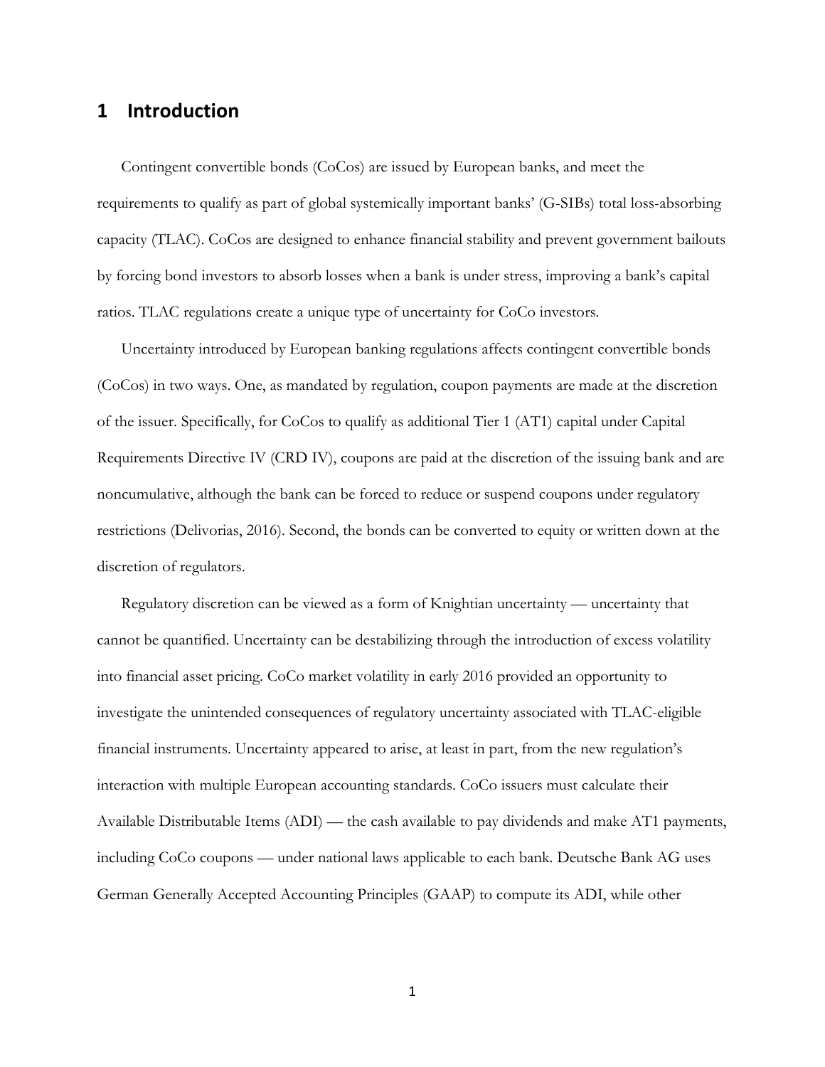# 1 Introduction

Contingent convertible bonds (CoCos) are issued by European banks, and meet the requirements to qualify as part of global systemically important banks' (G-SIBs) total loss-absorbing capacity (TLAC). CoCos are designed to enhance financial stability and prevent government bailouts by forcing bond investors to absorb losses when a bank is under stress, improving a bank's capital ratios. TLAC regulations create a unique type of uncertainty for CoCo investors.

Uncertainty introduced by European banking regulations affects contingent convertible bonds (CoCos) in two ways. One, as mandated by regulation, coupon payments are made at the discretion of the issuer. Specifically, for CoCos to qualify as additional Tier 1 (AT1) capital under Capital Requirements Directive IV (CRD IV), coupons are paid at the discretion of the issuing bank and are noncumulative, although the bank can be forced to reduce or suspend coupons under regulatory restrictions (Delivorias, 2016). Second, the bonds can be converted to equity or written down at the discretion of regulators.

Regulatory discretion can be viewed as a form of Knightian uncertainty — uncertainty that cannot be quantified. Uncertainty can be destabilizing through the introduction of excess volatility into financial asset pricing. CoCo market volatility in early 2016 provided an opportunity to investigate the unintended consequences of regulatory uncertainty associated with TLAC-eligible financial instruments. Uncertainty appeared to arise, at least in part, from the new regulation's interaction with multiple European accounting standards. CoCo issuers must calculate their Available Distributable Items (ADI) — the cash available to pay dividends and make AT1 payments, including CoCo coupons — under national laws applicable to each bank. Deutsche Bank AG uses German Generally Accepted Accounting Principles (GAAP) to compute its ADI, while other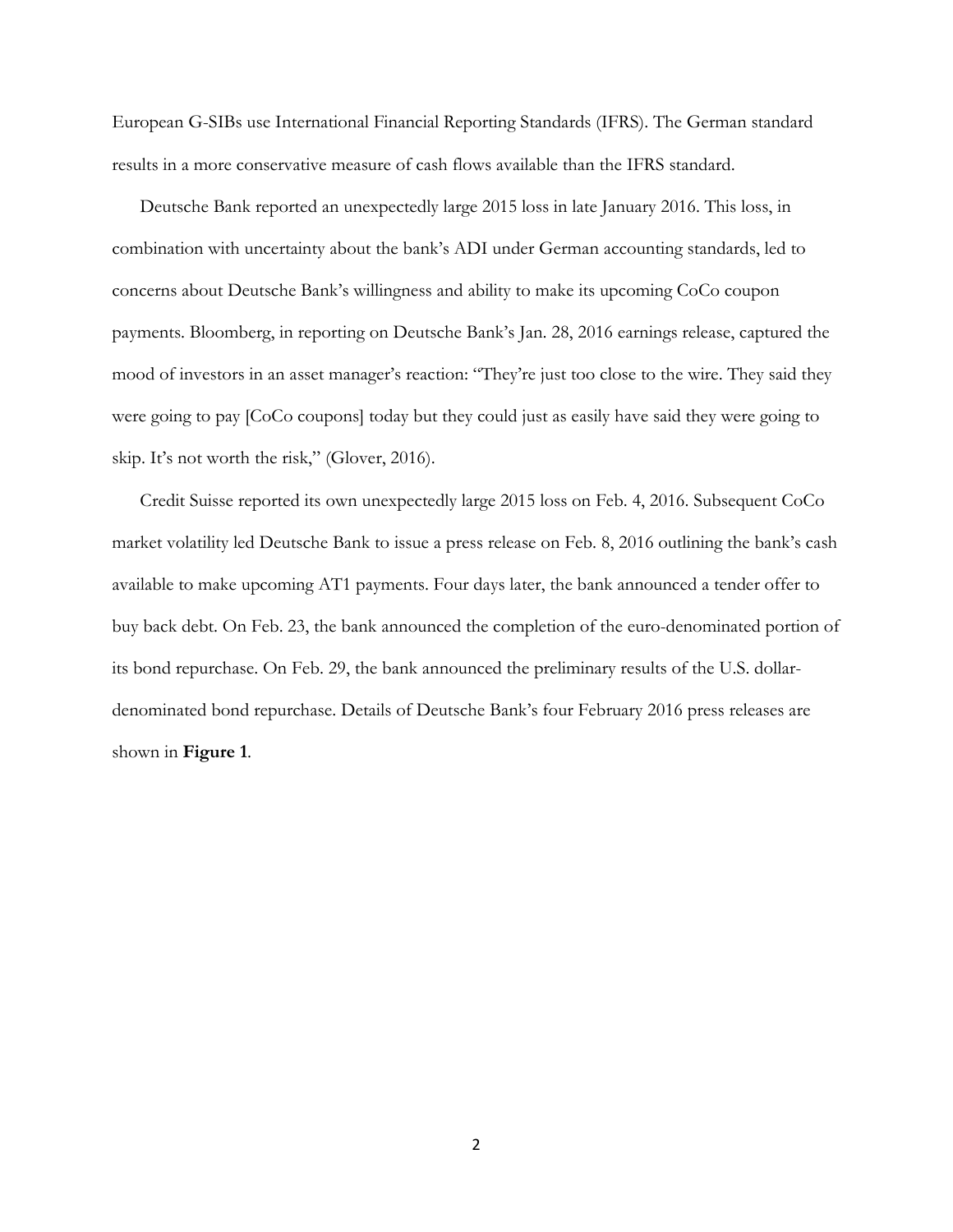European G-SIBs use International Financial Reporting Standards (IFRS). The German standard results in a more conservative measure of cash flows available than the IFRS standard.

Deutsche Bank reported an unexpectedly large 2015 loss in late January 2016. This loss, in combination with uncertainty about the bank's ADI under German accounting standards, led to concerns about Deutsche Bank's willingness and ability to make its upcoming CoCo coupon payments. Bloomberg, in reporting on Deutsche Bank's Jan. 28, 2016 earnings release, captured the mood of investors in an asset manager's reaction: "They're just too close to the wire. They said they were going to pay [CoCo coupons] today but they could just as easily have said they were going to skip. It's not worth the risk," (Glover, 2016).

Credit Suisse reported its own unexpectedly large 2015 loss on Feb. 4, 2016. Subsequent CoCo market volatility led Deutsche Bank to issue a press release on Feb. 8, 2016 outlining the bank's cash available to make upcoming AT1 payments. Four days later, the bank announced a tender offer to buy back debt. On Feb. 23, the bank announced the completion of the euro-denominated portion of its bond repurchase. On Feb. 29, the bank announced the preliminary results of the U.S. dollar-denominated bond repurchase. Details of Deutsche Bank's four February 2016 press releases are shown in **Figure 1**.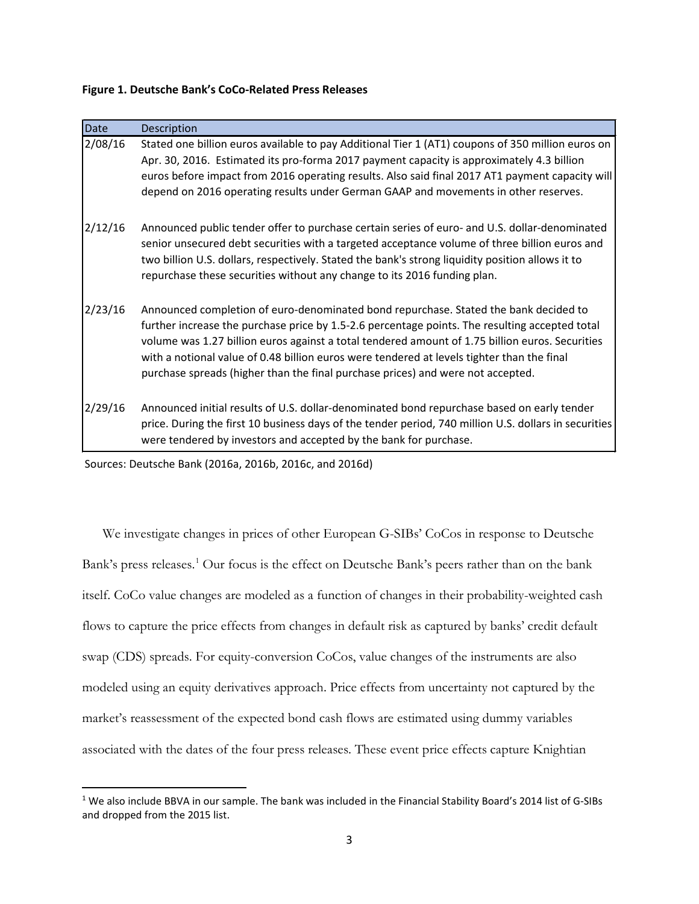**Figure 1. Deutsche Bank's CoCo-Related Press Releases**

| Date | Description |
|---|---|
| 2/08/16 | Stated one billion euros available to pay Additional Tier 1 (AT1) coupons of 350 million euros on Apr. 30, 2016. Estimated its pro-forma 2017 payment capacity is approximately 4.3 billion euros before impact from 2016 operating results. Also said final 2017 AT1 payment capacity will depend on 2016 operating results under German GAAP and movements in other reserves. |
| 2/12/16 | Announced public tender offer to purchase certain series of euro- and U.S. dollar-denominated senior unsecured debt securities with a targeted acceptance volume of three billion euros and two billion U.S. dollars, respectively. Stated the bank's strong liquidity position allows it to repurchase these securities without any change to its 2016 funding plan. |
| 2/23/16 | Announced completion of euro-denominated bond repurchase. Stated the bank decided to further increase the purchase price by 1.5-2.6 percentage points. The resulting accepted total volume was 1.27 billion euros against a total tendered amount of 1.75 billion euros. Securities with a notional value of 0.48 billion euros were tendered at levels tighter than the final purchase spreads (higher than the final purchase prices) and were not accepted. |
| 2/29/16 | Announced initial results of U.S. dollar-denominated bond repurchase based on early tender price. During the first 10 business days of the tender period, 740 million U.S. dollars in securities were tendered by investors and accepted by the bank for purchase. |

Sources: Deutsche Bank (2016a, 2016b, 2016c, and 2016d)

We investigate changes in prices of other European G-SIBs' CoCos in response to Deutsche Bank's press releases.[1] Our focus is the effect on Deutsche Bank's peers rather than on the bank itself. CoCo value changes are modeled as a function of changes in their probability-weighted cash flows to capture the price effects from changes in default risk as captured by banks' credit default swap (CDS) spreads. For equity-conversion CoCos, value changes of the instruments are also modeled using an equity derivatives approach. Price effects from uncertainty not captured by the market's reassessment of the expected bond cash flows are estimated using dummy variables associated with the dates of the four press releases. These event price effects capture Knightian

[1] We also include BBVA in our sample. The bank was included in the Financial Stability Board's 2014 list of G-SIBs and dropped from the 2015 list.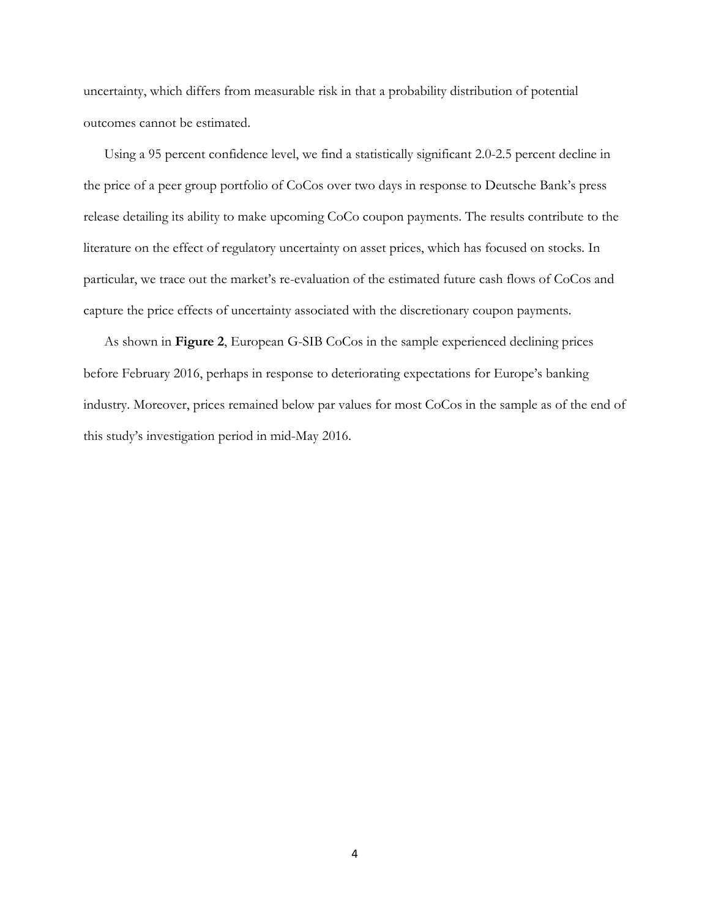uncertainty, which differs from measurable risk in that a probability distribution of potential outcomes cannot be estimated.

Using a 95 percent confidence level, we find a statistically significant 2.0-2.5 percent decline in the price of a peer group portfolio of CoCos over two days in response to Deutsche Bank's press release detailing its ability to make upcoming CoCo coupon payments. The results contribute to the literature on the effect of regulatory uncertainty on asset prices, which has focused on stocks. In particular, we trace out the market's re-evaluation of the estimated future cash flows of CoCos and capture the price effects of uncertainty associated with the discretionary coupon payments.

As shown in **Figure 2**, European G-SIB CoCos in the sample experienced declining prices before February 2016, perhaps in response to deteriorating expectations for Europe's banking industry. Moreover, prices remained below par values for most CoCos in the sample as of the end of this study's investigation period in mid-May 2016.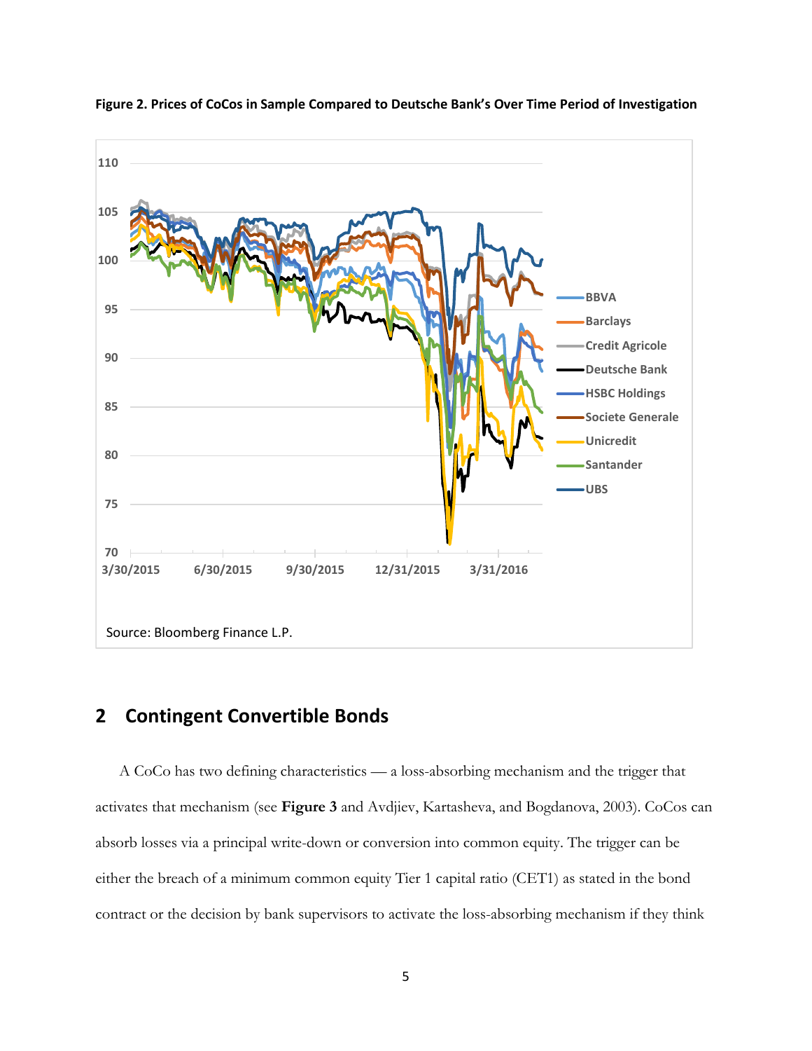**Figure 2. Prices of CoCos in Sample Compared to Deutsche Bank's Over Time Period of Investigation**

Source: Bloomberg Finance L.P.

## 2 Contingent Convertible Bonds

A CoCo has two defining characteristics — a loss-absorbing mechanism and the trigger that activates that mechanism (see **Figure 3** and Avdjiev, Kartasheva, and Bogdanova, 2003). CoCos can absorb losses via a principal write-down or conversion into common equity. The trigger can be either the breach of a minimum common equity Tier 1 capital ratio (CET1) as stated in the bond contract or the decision by bank supervisors to activate the loss-absorbing mechanism if they think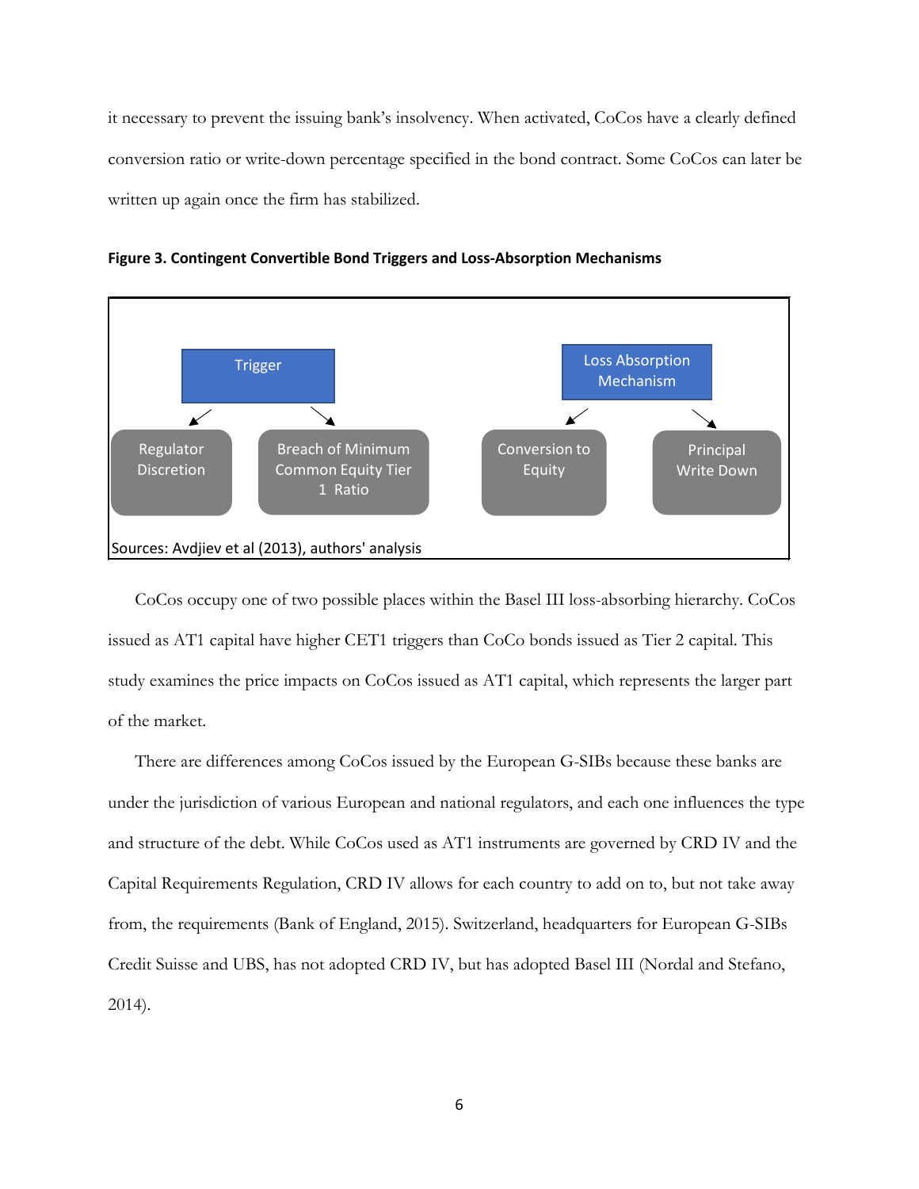it necessary to prevent the issuing bank's insolvency. When activated, CoCos have a clearly defined conversion ratio or write-down percentage specified in the bond contract. Some CoCos can later be written up again once the firm has stabilized.

**Figure 3. Contingent Convertible Bond Triggers and Loss-Absorption Mechanisms**

Trigger
- Regulator Discretion
- Breach of Minimum Common Equity Tier 1 Ratio

Loss Absorption Mechanism
- Conversion to Equity
- Principal Write Down

Sources: Avdjiev et al (2013), authors' analysis

CoCos occupy one of two possible places within the Basel III loss-absorbing hierarchy. CoCos issued as AT1 capital have higher CET1 triggers than CoCo bonds issued as Tier 2 capital. This study examines the price impacts on CoCos issued as AT1 capital, which represents the larger part of the market.

There are differences among CoCos issued by the European G-SIBs because these banks are under the jurisdiction of various European and national regulators, and each one influences the type and structure of the debt. While CoCos used as AT1 instruments are governed by CRD IV and the Capital Requirements Regulation, CRD IV allows for each country to add on to, but not take away from, the requirements (Bank of England, 2015). Switzerland, headquarters for European G-SIBs Credit Suisse and UBS, has not adopted CRD IV, but has adopted Basel III (Nordal and Stefano, 2014).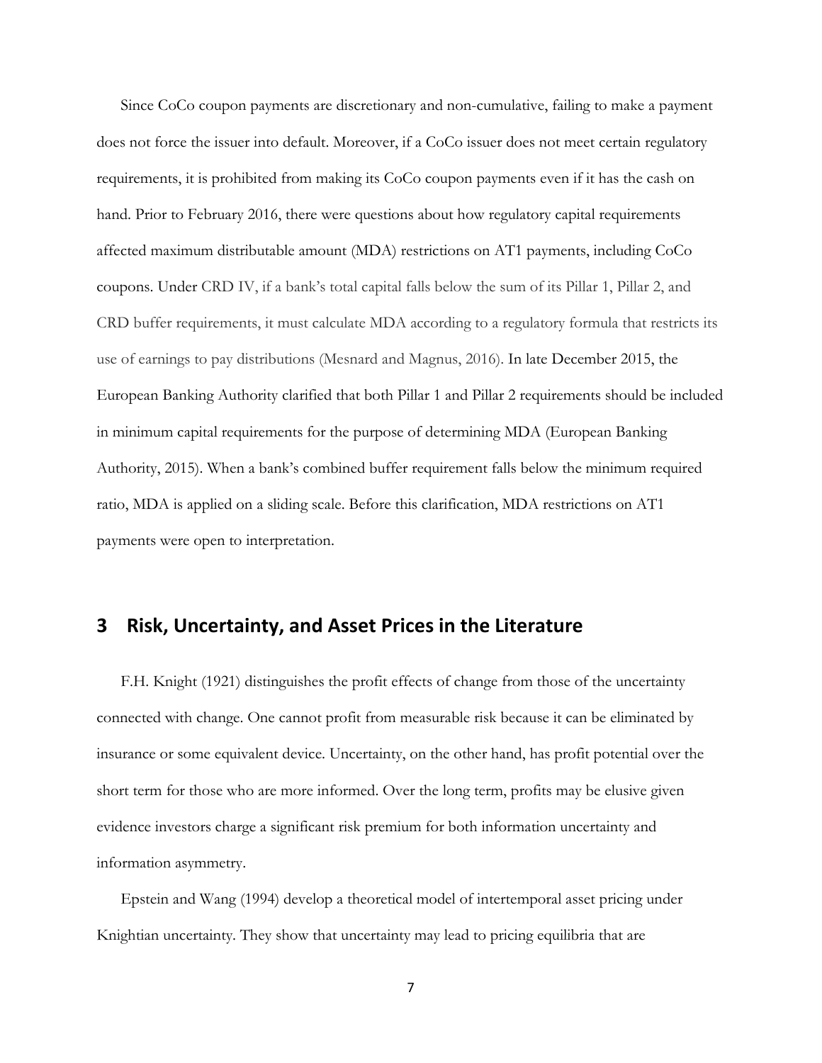Since CoCo coupon payments are discretionary and non-cumulative, failing to make a payment does not force the issuer into default. Moreover, if a CoCo issuer does not meet certain regulatory requirements, it is prohibited from making its CoCo coupon payments even if it has the cash on hand. Prior to February 2016, there were questions about how regulatory capital requirements affected maximum distributable amount (MDA) restrictions on AT1 payments, including CoCo coupons. Under CRD IV, if a bank's total capital falls below the sum of its Pillar 1, Pillar 2, and CRD buffer requirements, it must calculate MDA according to a regulatory formula that restricts its use of earnings to pay distributions (Mesnard and Magnus, 2016). In late December 2015, the European Banking Authority clarified that both Pillar 1 and Pillar 2 requirements should be included in minimum capital requirements for the purpose of determining MDA (European Banking Authority, 2015). When a bank's combined buffer requirement falls below the minimum required ratio, MDA is applied on a sliding scale. Before this clarification, MDA restrictions on AT1 payments were open to interpretation.

## 3 Risk, Uncertainty, and Asset Prices in the Literature

F.H. Knight (1921) distinguishes the profit effects of change from those of the uncertainty connected with change. One cannot profit from measurable risk because it can be eliminated by insurance or some equivalent device. Uncertainty, on the other hand, has profit potential over the short term for those who are more informed. Over the long term, profits may be elusive given evidence investors charge a significant risk premium for both information uncertainty and information asymmetry.

Epstein and Wang (1994) develop a theoretical model of intertemporal asset pricing under Knightian uncertainty. They show that uncertainty may lead to pricing equilibria that are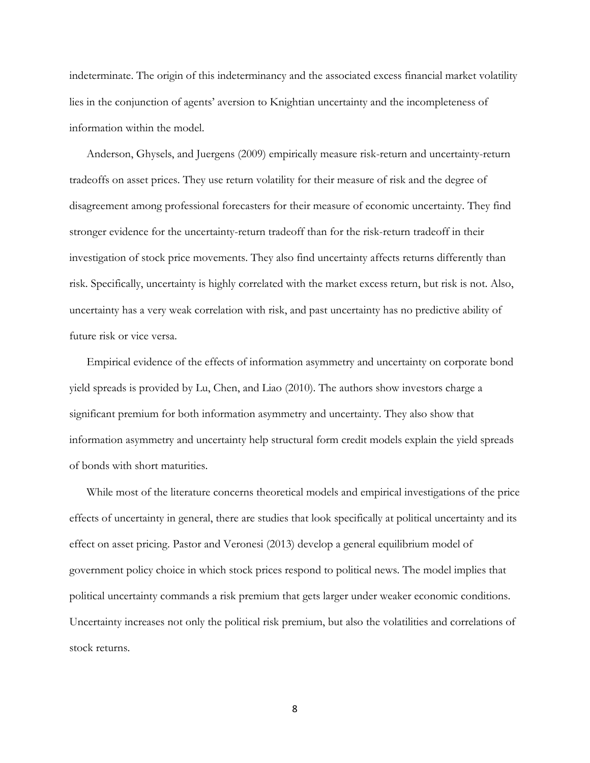indeterminate. The origin of this indeterminancy and the associated excess financial market volatility lies in the conjunction of agents' aversion to Knightian uncertainty and the incompleteness of information within the model.

Anderson, Ghysels, and Juergens (2009) empirically measure risk-return and uncertainty-return tradeoffs on asset prices. They use return volatility for their measure of risk and the degree of disagreement among professional forecasters for their measure of economic uncertainty. They find stronger evidence for the uncertainty-return tradeoff than for the risk-return tradeoff in their investigation of stock price movements. They also find uncertainty affects returns differently than risk. Specifically, uncertainty is highly correlated with the market excess return, but risk is not. Also, uncertainty has a very weak correlation with risk, and past uncertainty has no predictive ability of future risk or vice versa.

Empirical evidence of the effects of information asymmetry and uncertainty on corporate bond yield spreads is provided by Lu, Chen, and Liao (2010). The authors show investors charge a significant premium for both information asymmetry and uncertainty. They also show that information asymmetry and uncertainty help structural form credit models explain the yield spreads of bonds with short maturities.

While most of the literature concerns theoretical models and empirical investigations of the price effects of uncertainty in general, there are studies that look specifically at political uncertainty and its effect on asset pricing. Pastor and Veronesi (2013) develop a general equilibrium model of government policy choice in which stock prices respond to political news. The model implies that political uncertainty commands a risk premium that gets larger under weaker economic conditions. Uncertainty increases not only the political risk premium, but also the volatilities and correlations of stock returns.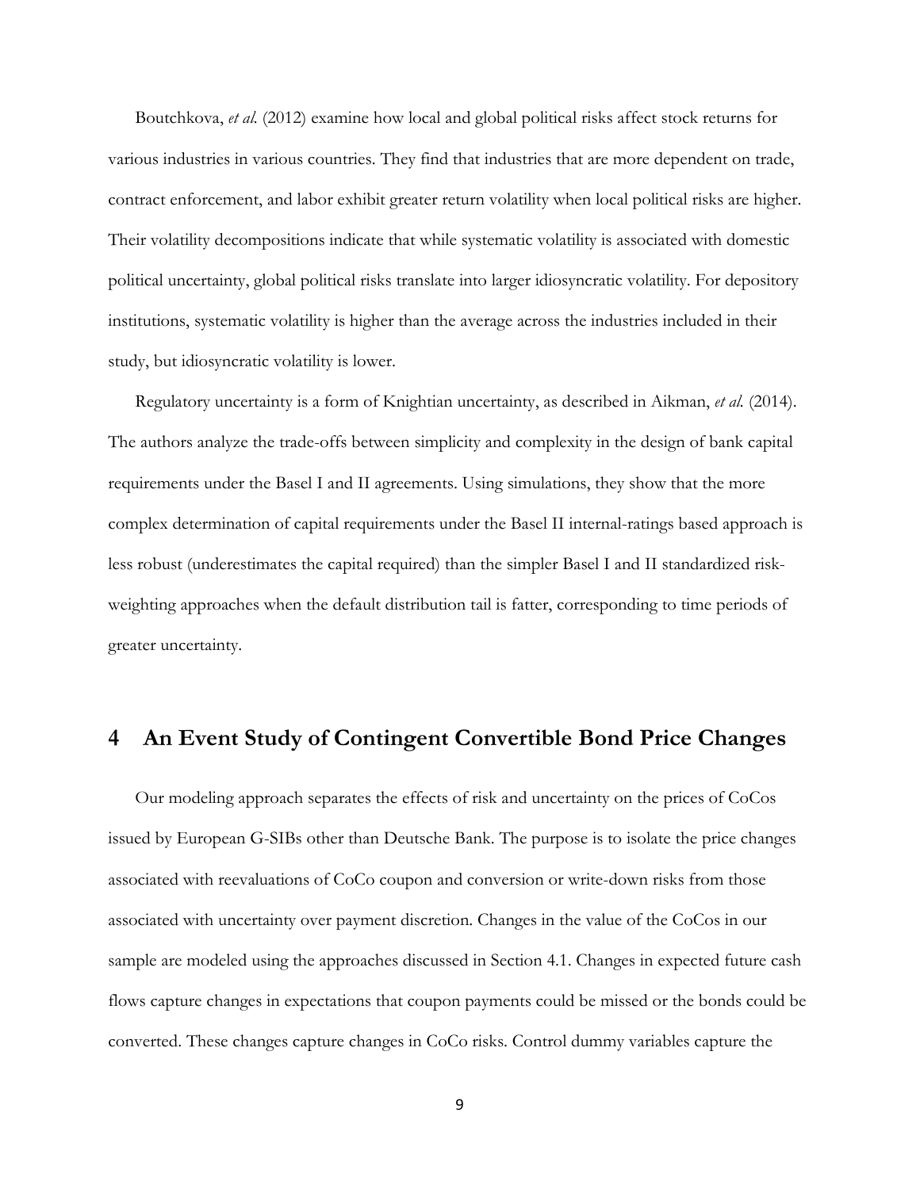Boutchkova, *et al.* (2012) examine how local and global political risks affect stock returns for various industries in various countries. They find that industries that are more dependent on trade, contract enforcement, and labor exhibit greater return volatility when local political risks are higher. Their volatility decompositions indicate that while systematic volatility is associated with domestic political uncertainty, global political risks translate into larger idiosyncratic volatility. For depository institutions, systematic volatility is higher than the average across the industries included in their study, but idiosyncratic volatility is lower.

Regulatory uncertainty is a form of Knightian uncertainty, as described in Aikman, *et al.* (2014). The authors analyze the trade-offs between simplicity and complexity in the design of bank capital requirements under the Basel I and II agreements. Using simulations, they show that the more complex determination of capital requirements under the Basel II internal-ratings based approach is less robust (underestimates the capital required) than the simpler Basel I and II standardized risk-weighting approaches when the default distribution tail is fatter, corresponding to time periods of greater uncertainty.

# 4 An Event Study of Contingent Convertible Bond Price Changes

Our modeling approach separates the effects of risk and uncertainty on the prices of CoCos issued by European G-SIBs other than Deutsche Bank. The purpose is to isolate the price changes associated with reevaluations of CoCo coupon and conversion or write-down risks from those associated with uncertainty over payment discretion. Changes in the value of the CoCos in our sample are modeled using the approaches discussed in Section 4.1. Changes in expected future cash flows capture changes in expectations that coupon payments could be missed or the bonds could be converted. These changes capture changes in CoCo risks. Control dummy variables capture the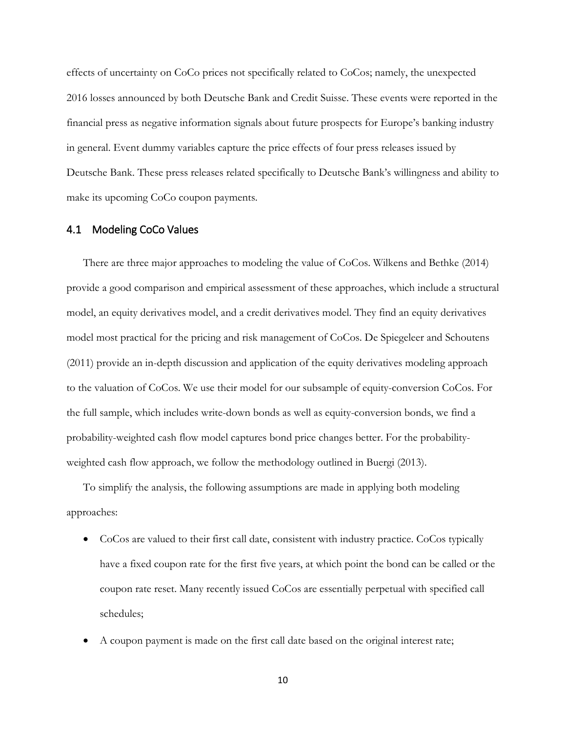effects of uncertainty on CoCo prices not specifically related to CoCos; namely, the unexpected 2016 losses announced by both Deutsche Bank and Credit Suisse. These events were reported in the financial press as negative information signals about future prospects for Europe's banking industry in general. Event dummy variables capture the price effects of four press releases issued by Deutsche Bank. These press releases related specifically to Deutsche Bank's willingness and ability to make its upcoming CoCo coupon payments.

### 4.1 Modeling CoCo Values

There are three major approaches to modeling the value of CoCos. Wilkens and Bethke (2014) provide a good comparison and empirical assessment of these approaches, which include a structural model, an equity derivatives model, and a credit derivatives model. They find an equity derivatives model most practical for the pricing and risk management of CoCos. De Spiegeleer and Schoutens (2011) provide an in-depth discussion and application of the equity derivatives modeling approach to the valuation of CoCos. We use their model for our subsample of equity-conversion CoCos. For the full sample, which includes write-down bonds as well as equity-conversion bonds, we find a probability-weighted cash flow model captures bond price changes better. For the probability-weighted cash flow approach, we follow the methodology outlined in Buergi (2013).

To simplify the analysis, the following assumptions are made in applying both modeling approaches:

- CoCos are valued to their first call date, consistent with industry practice. CoCos typically have a fixed coupon rate for the first five years, at which point the bond can be called or the coupon rate reset. Many recently issued CoCos are essentially perpetual with specified call schedules;
- A coupon payment is made on the first call date based on the original interest rate;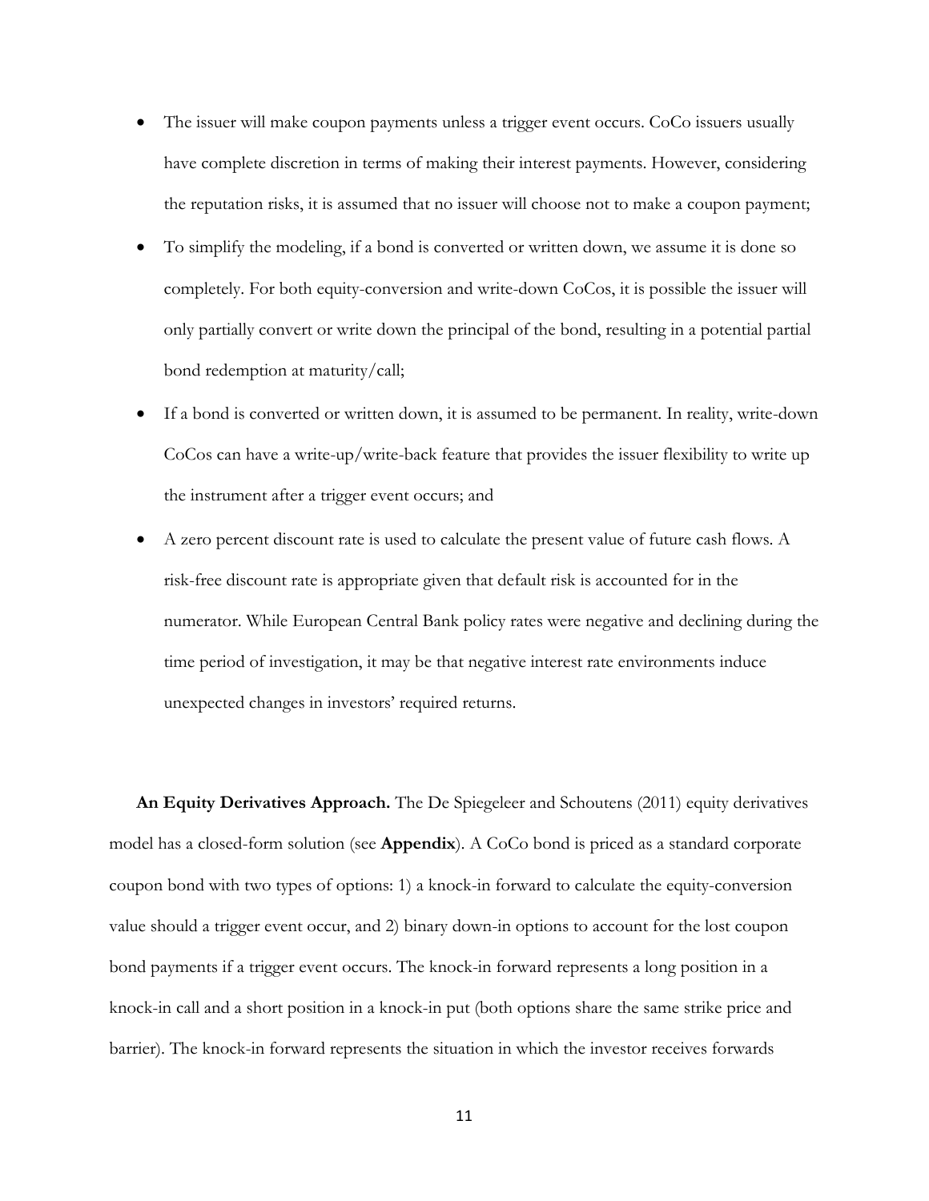- The issuer will make coupon payments unless a trigger event occurs. CoCo issuers usually have complete discretion in terms of making their interest payments. However, considering the reputation risks, it is assumed that no issuer will choose not to make a coupon payment;
- To simplify the modeling, if a bond is converted or written down, we assume it is done so completely. For both equity-conversion and write-down CoCos, it is possible the issuer will only partially convert or write down the principal of the bond, resulting in a potential partial bond redemption at maturity/call;
- If a bond is converted or written down, it is assumed to be permanent. In reality, write-down CoCos can have a write-up/write-back feature that provides the issuer flexibility to write up the instrument after a trigger event occurs; and
- A zero percent discount rate is used to calculate the present value of future cash flows. A risk-free discount rate is appropriate given that default risk is accounted for in the numerator. While European Central Bank policy rates were negative and declining during the time period of investigation, it may be that negative interest rate environments induce unexpected changes in investors' required returns.

**An Equity Derivatives Approach.** The De Spiegeleer and Schoutens (2011) equity derivatives model has a closed-form solution (see **Appendix**). A CoCo bond is priced as a standard corporate coupon bond with two types of options: 1) a knock-in forward to calculate the equity-conversion value should a trigger event occur, and 2) binary down-in options to account for the lost coupon bond payments if a trigger event occurs. The knock-in forward represents a long position in a knock-in call and a short position in a knock-in put (both options share the same strike price and barrier). The knock-in forward represents the situation in which the investor receives forwards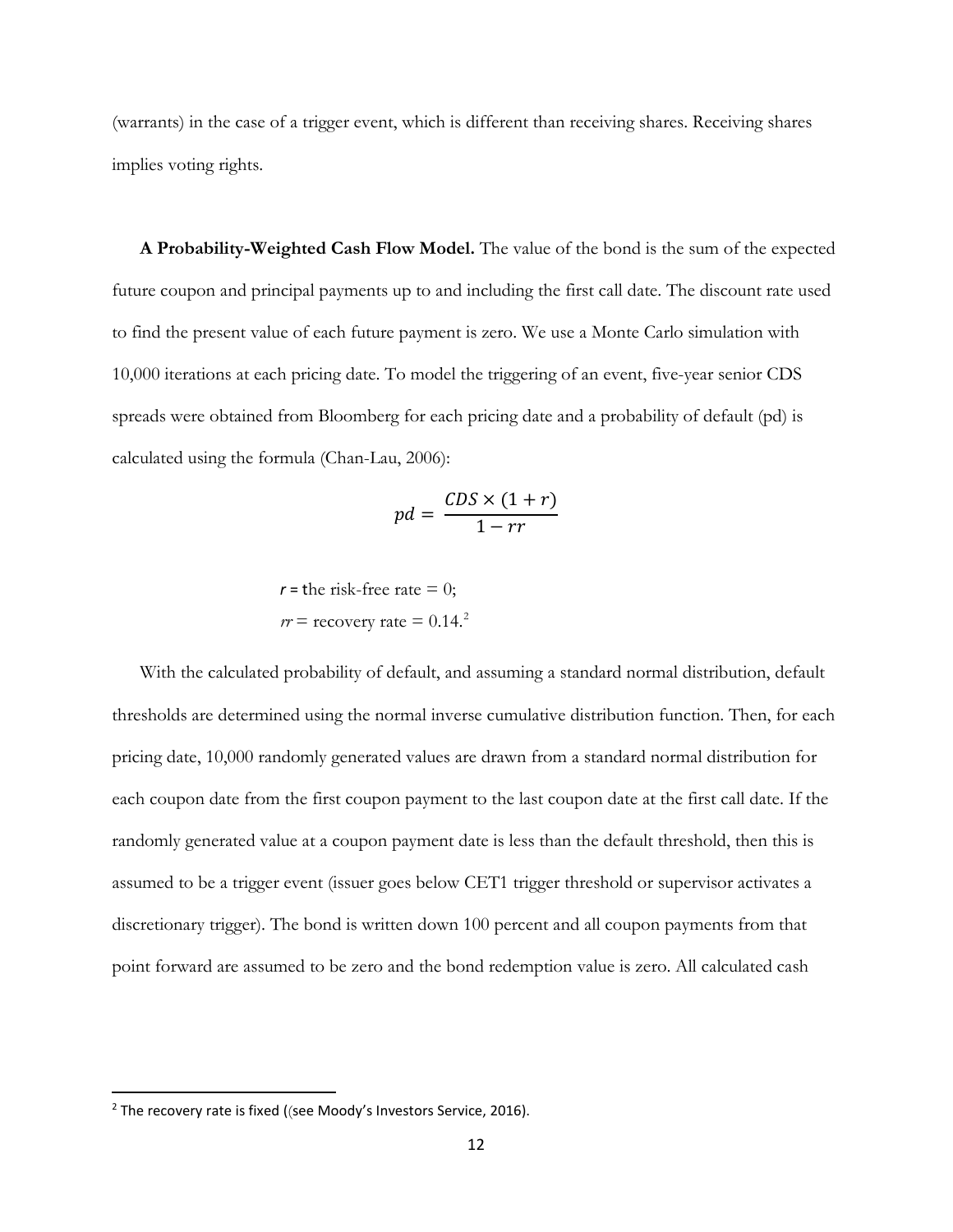(warrants) in the case of a trigger event, which is different than receiving shares. Receiving shares implies voting rights.

**A Probability-Weighted Cash Flow Model.** The value of the bond is the sum of the expected future coupon and principal payments up to and including the first call date. The discount rate used to find the present value of each future payment is zero. We use a Monte Carlo simulation with 10,000 iterations at each pricing date. To model the triggering of an event, five-year senior CDS spreads were obtained from Bloomberg for each pricing date and a probability of default (pd) is calculated using the formula (Chan-Lau, 2006):

$$pd = \frac{CDS \times (1 + r)}{1 - rr}$$

$r$ = the risk-free rate = 0;

$rr$ = recovery rate = 0.14.[2]

With the calculated probability of default, and assuming a standard normal distribution, default thresholds are determined using the normal inverse cumulative distribution function. Then, for each pricing date, 10,000 randomly generated values are drawn from a standard normal distribution for each coupon date from the first coupon payment to the last coupon date at the first call date. If the randomly generated value at a coupon payment date is less than the default threshold, then this is assumed to be a trigger event (issuer goes below CET1 trigger threshold or supervisor activates a discretionary trigger). The bond is written down 100 percent and all coupon payments from that point forward are assumed to be zero and the bond redemption value is zero. All calculated cash

[2] The recovery rate is fixed ((see Moody's Investors Service, 2016).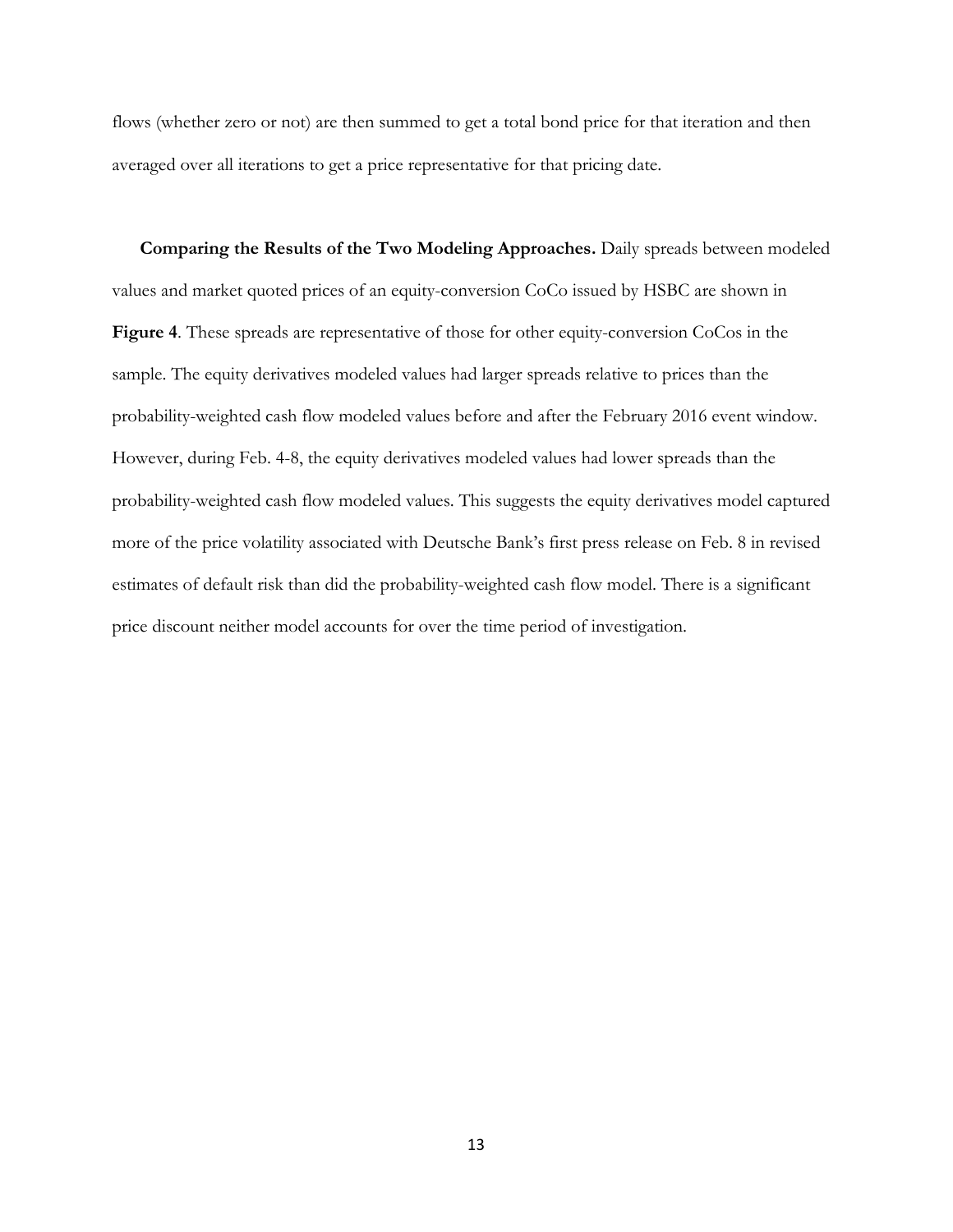flows (whether zero or not) are then summed to get a total bond price for that iteration and then averaged over all iterations to get a price representative for that pricing date.

**Comparing the Results of the Two Modeling Approaches.** Daily spreads between modeled values and market quoted prices of an equity-conversion CoCo issued by HSBC are shown in **Figure 4**. These spreads are representative of those for other equity-conversion CoCos in the sample. The equity derivatives modeled values had larger spreads relative to prices than the probability-weighted cash flow modeled values before and after the February 2016 event window. However, during Feb. 4-8, the equity derivatives modeled values had lower spreads than the probability-weighted cash flow modeled values. This suggests the equity derivatives model captured more of the price volatility associated with Deutsche Bank's first press release on Feb. 8 in revised estimates of default risk than did the probability-weighted cash flow model. There is a significant price discount neither model accounts for over the time period of investigation.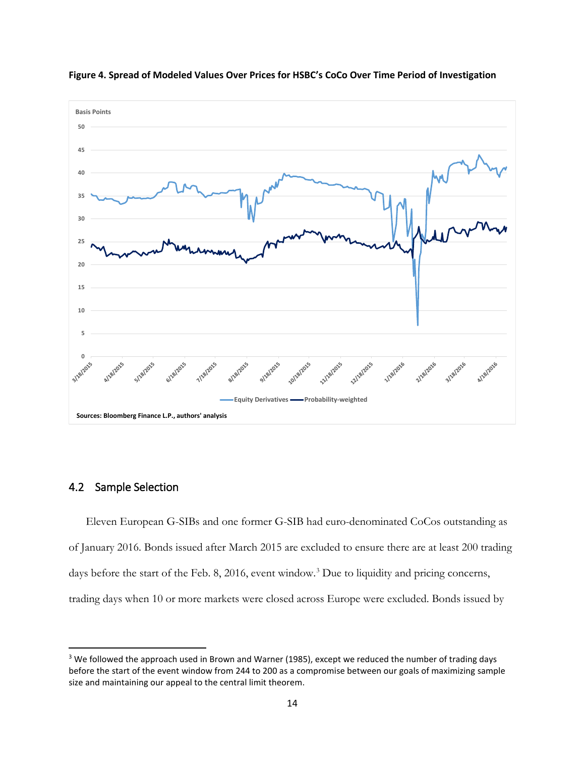**Figure 4. Spread of Modeled Values Over Prices for HSBC's CoCo Over Time Period of Investigation**

Sources: Bloomberg Finance L.P., authors' analysis

## 4.2 Sample Selection

Eleven European G-SIBs and one former G-SIB had euro-denominated CoCos outstanding as of January 2016. Bonds issued after March 2015 are excluded to ensure there are at least 200 trading days before the start of the Feb. 8, 2016, event window.[3] Due to liquidity and pricing concerns, trading days when 10 or more markets were closed across Europe were excluded. Bonds issued by

---

[3] We followed the approach used in Brown and Warner (1985), except we reduced the number of trading days before the start of the event window from 244 to 200 as a compromise between our goals of maximizing sample size and maintaining our appeal to the central limit theorem.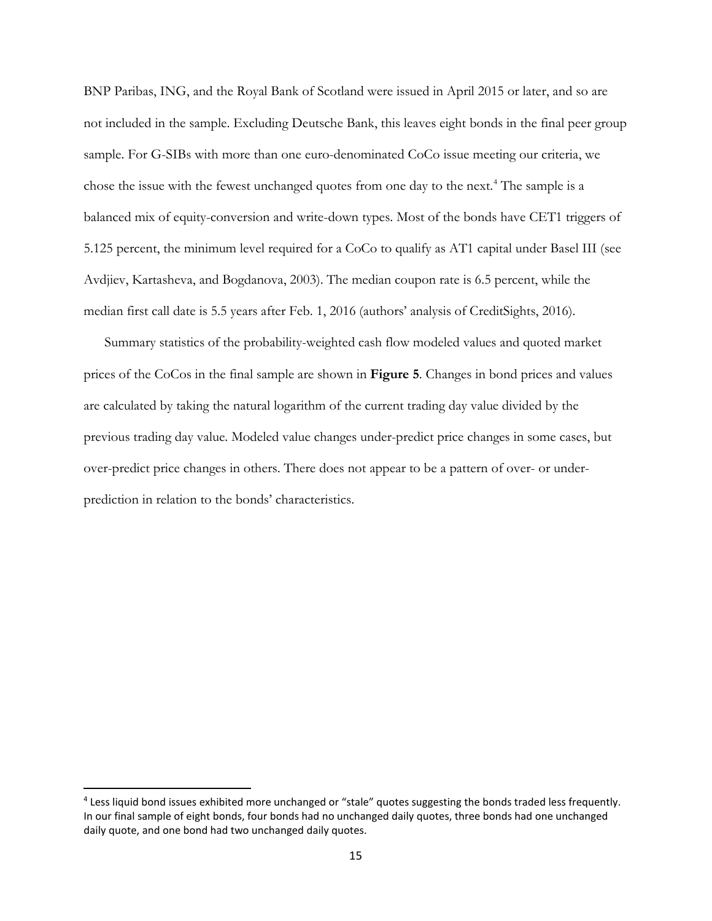BNP Paribas, ING, and the Royal Bank of Scotland were issued in April 2015 or later, and so are not included in the sample. Excluding Deutsche Bank, this leaves eight bonds in the final peer group sample. For G-SIBs with more than one euro-denominated CoCo issue meeting our criteria, we chose the issue with the fewest unchanged quotes from one day to the next.[4] The sample is a balanced mix of equity-conversion and write-down types. Most of the bonds have CET1 triggers of 5.125 percent, the minimum level required for a CoCo to qualify as AT1 capital under Basel III (see Avdjiev, Kartasheva, and Bogdanova, 2003). The median coupon rate is 6.5 percent, while the median first call date is 5.5 years after Feb. 1, 2016 (authors' analysis of CreditSights, 2016).

Summary statistics of the probability-weighted cash flow modeled values and quoted market prices of the CoCos in the final sample are shown in **Figure 5**. Changes in bond prices and values are calculated by taking the natural logarithm of the current trading day value divided by the previous trading day value. Modeled value changes under-predict price changes in some cases, but over-predict price changes in others. There does not appear to be a pattern of over- or under-prediction in relation to the bonds' characteristics.

[4] Less liquid bond issues exhibited more unchanged or "stale" quotes suggesting the bonds traded less frequently. In our final sample of eight bonds, four bonds had no unchanged daily quotes, three bonds had one unchanged daily quote, and one bond had two unchanged daily quotes.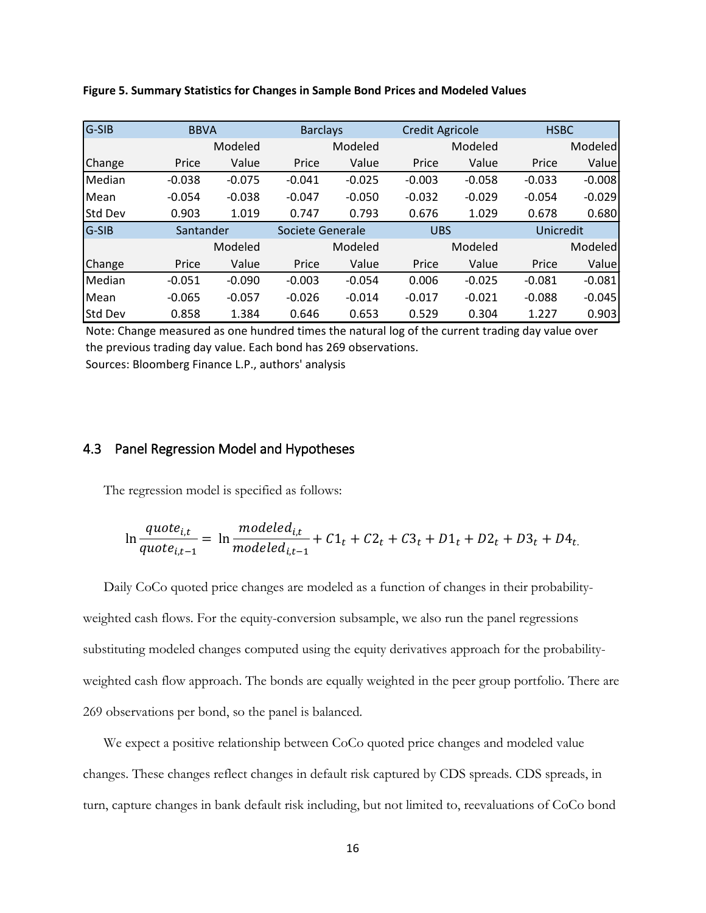**Figure 5. Summary Statistics for Changes in Sample Bond Prices and Modeled Values**

| G-SIB | BBVA | | Barclays | | Credit Agricole | | HSBC | |
|---|---|---|---|---|---|---|---|---|
| | | Modeled | | Modeled | | Modeled | | Modeled |
| Change | Price | Value | Price | Value | Price | Value | Price | Value |
| Median | -0.038 | -0.075 | -0.041 | -0.025 | -0.003 | -0.058 | -0.033 | -0.008 |
| Mean | -0.054 | -0.038 | -0.047 | -0.050 | -0.032 | -0.029 | -0.054 | -0.029 |
| Std Dev | 0.903 | 1.019 | 0.747 | 0.793 | 0.676 | 1.029 | 0.678 | 0.680 |
| **G-SIB** | **Santander** | | **Societe Generale** | | **UBS** | | **Unicredit** | |
| | | Modeled | | Modeled | | Modeled | | Modeled |
| Change | Price | Value | Price | Value | Price | Value | Price | Value |
| Median | -0.051 | -0.090 | -0.003 | -0.054 | 0.006 | -0.025 | -0.081 | -0.081 |
| Mean | -0.065 | -0.057 | -0.026 | -0.014 | -0.017 | -0.021 | -0.088 | -0.045 |
| Std Dev | 0.858 | 1.384 | 0.646 | 0.653 | 0.529 | 0.304 | 1.227 | 0.903 |

Note: Change measured as one hundred times the natural log of the current trading day value over the previous trading day value. Each bond has 269 observations.

Sources: Bloomberg Finance L.P., authors' analysis

## 4.3 Panel Regression Model and Hypotheses

The regression model is specified as follows:

$$\ln \frac{quote_{i,t}}{quote_{i,t-1}} = \ln \frac{modeled_{i,t}}{modeled_{i,t-1}} + C1_t + C2_t + C3_t + D1_t + D2_t + D3_t + D4_t.$$

Daily CoCo quoted price changes are modeled as a function of changes in their probability-weighted cash flows. For the equity-conversion subsample, we also run the panel regressions substituting modeled changes computed using the equity derivatives approach for the probability-weighted cash flow approach. The bonds are equally weighted in the peer group portfolio. There are 269 observations per bond, so the panel is balanced.

We expect a positive relationship between CoCo quoted price changes and modeled value changes. These changes reflect changes in default risk captured by CDS spreads. CDS spreads, in turn, capture changes in bank default risk including, but not limited to, reevaluations of CoCo bond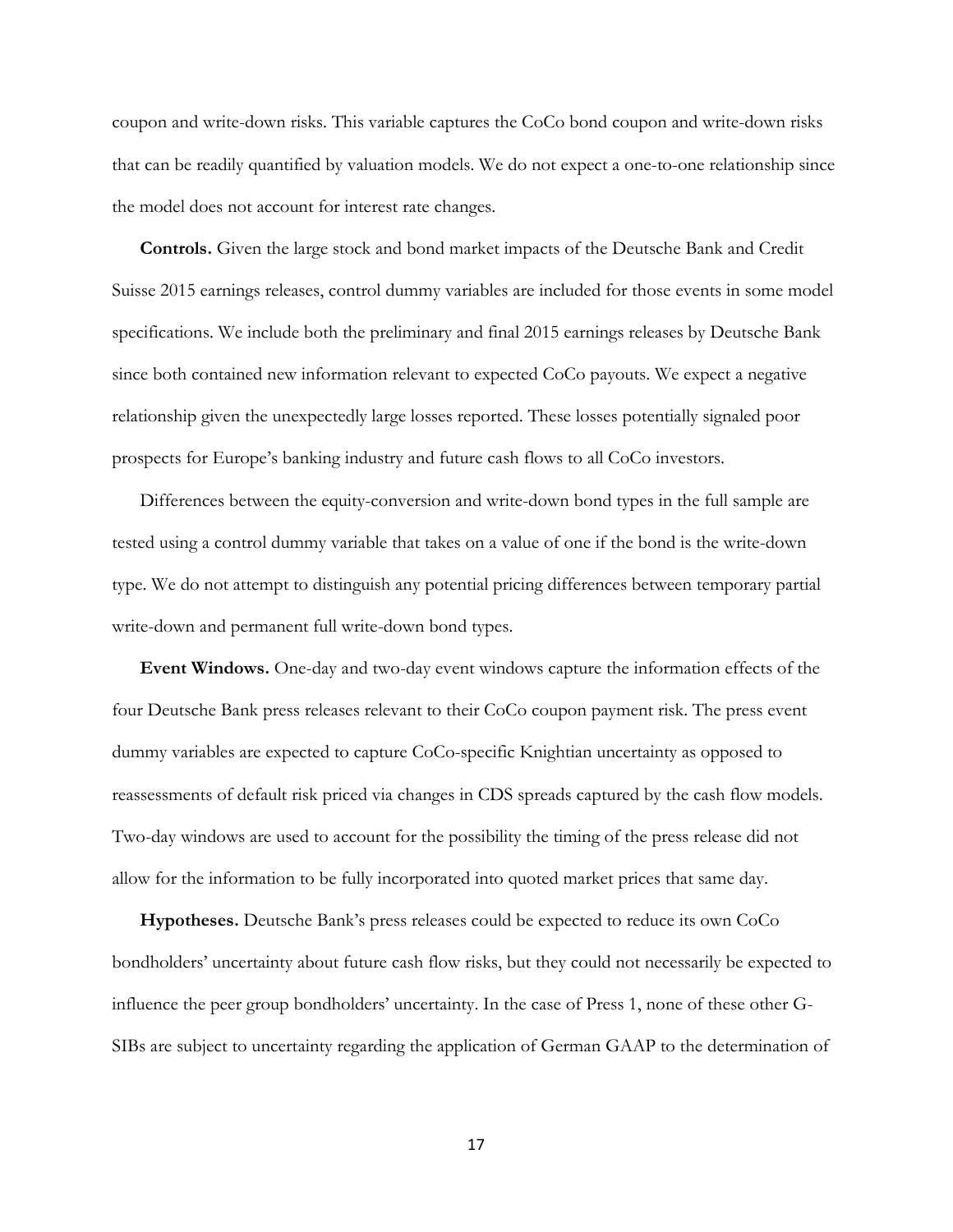coupon and write-down risks. This variable captures the CoCo bond coupon and write-down risks that can be readily quantified by valuation models. We do not expect a one-to-one relationship since the model does not account for interest rate changes.

**Controls.** Given the large stock and bond market impacts of the Deutsche Bank and Credit Suisse 2015 earnings releases, control dummy variables are included for those events in some model specifications. We include both the preliminary and final 2015 earnings releases by Deutsche Bank since both contained new information relevant to expected CoCo payouts. We expect a negative relationship given the unexpectedly large losses reported. These losses potentially signaled poor prospects for Europe's banking industry and future cash flows to all CoCo investors.

Differences between the equity-conversion and write-down bond types in the full sample are tested using a control dummy variable that takes on a value of one if the bond is the write-down type. We do not attempt to distinguish any potential pricing differences between temporary partial write-down and permanent full write-down bond types.

**Event Windows.** One-day and two-day event windows capture the information effects of the four Deutsche Bank press releases relevant to their CoCo coupon payment risk. The press event dummy variables are expected to capture CoCo-specific Knightian uncertainty as opposed to reassessments of default risk priced via changes in CDS spreads captured by the cash flow models. Two-day windows are used to account for the possibility the timing of the press release did not allow for the information to be fully incorporated into quoted market prices that same day.

**Hypotheses.** Deutsche Bank's press releases could be expected to reduce its own CoCo bondholders' uncertainty about future cash flow risks, but they could not necessarily be expected to influence the peer group bondholders' uncertainty. In the case of Press 1, none of these other G-SIBs are subject to uncertainty regarding the application of German GAAP to the determination of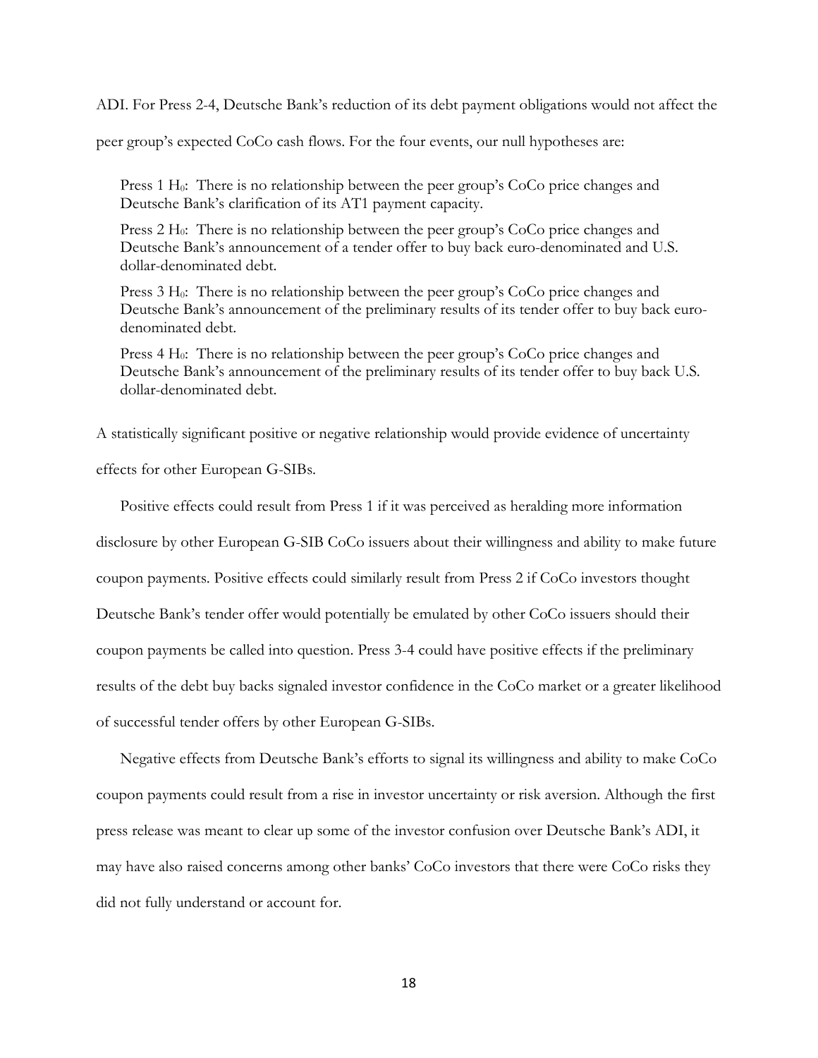ADI. For Press 2-4, Deutsche Bank's reduction of its debt payment obligations would not affect the peer group's expected CoCo cash flows. For the four events, our null hypotheses are:

Press 1 $H_0$: There is no relationship between the peer group's CoCo price changes and Deutsche Bank's clarification of its AT1 payment capacity.

Press 2 $H_0$: There is no relationship between the peer group's CoCo price changes and Deutsche Bank's announcement of a tender offer to buy back euro-denominated and U.S. dollar-denominated debt.

Press 3 $H_0$: There is no relationship between the peer group's CoCo price changes and Deutsche Bank's announcement of the preliminary results of its tender offer to buy back euro-denominated debt.

Press 4 $H_0$: There is no relationship between the peer group's CoCo price changes and Deutsche Bank's announcement of the preliminary results of its tender offer to buy back U.S. dollar-denominated debt.

A statistically significant positive or negative relationship would provide evidence of uncertainty effects for other European G-SIBs.

Positive effects could result from Press 1 if it was perceived as heralding more information disclosure by other European G-SIB CoCo issuers about their willingness and ability to make future coupon payments. Positive effects could similarly result from Press 2 if CoCo investors thought Deutsche Bank's tender offer would potentially be emulated by other CoCo issuers should their coupon payments be called into question. Press 3-4 could have positive effects if the preliminary results of the debt buy backs signaled investor confidence in the CoCo market or a greater likelihood of successful tender offers by other European G-SIBs.

Negative effects from Deutsche Bank's efforts to signal its willingness and ability to make CoCo coupon payments could result from a rise in investor uncertainty or risk aversion. Although the first press release was meant to clear up some of the investor confusion over Deutsche Bank's ADI, it may have also raised concerns among other banks' CoCo investors that there were CoCo risks they did not fully understand or account for.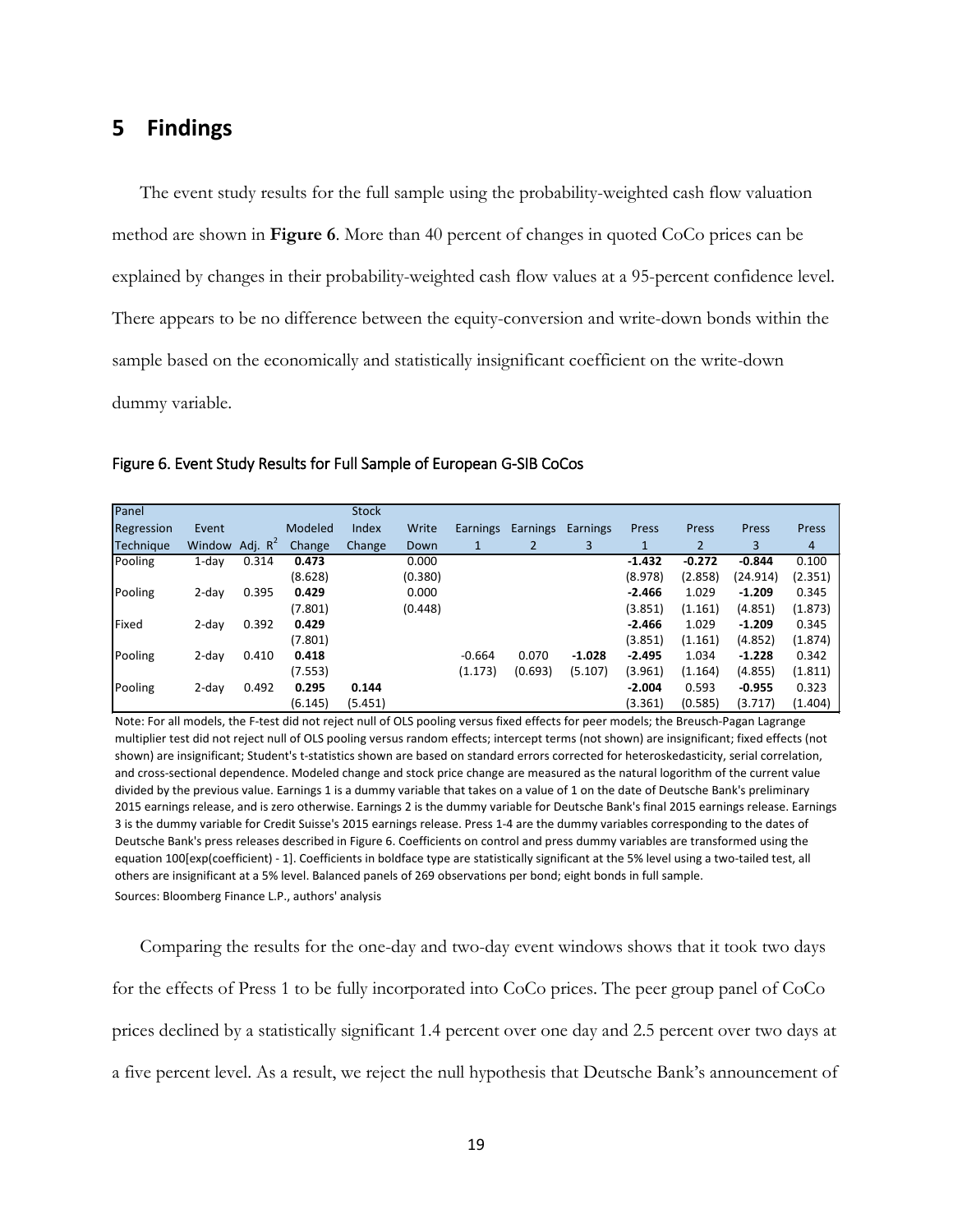## 5 Findings

The event study results for the full sample using the probability-weighted cash flow valuation method are shown in **Figure 6**. More than 40 percent of changes in quoted CoCo prices can be explained by changes in their probability-weighted cash flow values at a 95-percent confidence level. There appears to be no difference between the equity-conversion and write-down bonds within the sample based on the economically and statistically insignificant coefficient on the write-down dummy variable.

Figure 6. Event Study Results for Full Sample of European G-SIB CoCos

| Panel Regression Technique | Event Window | Adj. $R^2$ | Modeled Change | Stock Index Change | Write Down | Earnings 1 | Earnings 2 | Earnings 3 | Press 1 | Press 2 | Press 3 | Press 4 |
|---|---|---|---|---|---|---|---|---|---|---|---|---|
| Pooling | 1-day | 0.314 | **0.473** | | 0.000 | | | | **-1.432** | **-0.272** | **-0.844** | 0.100 |
| | | | (8.628) | | (0.380) | | | | (8.978) | (2.858) | (24.914) | (2.351) |
| Pooling | 2-day | 0.395 | **0.429** | | 0.000 | | | | **-2.466** | 1.029 | **-1.209** | 0.345 |
| | | | (7.801) | | (0.448) | | | | (3.851) | (1.161) | (4.851) | (1.873) |
| Fixed | 2-day | 0.392 | **0.429** | | | | | | **-2.466** | 1.029 | **-1.209** | 0.345 |
| | | | (7.801) | | | | | | (3.851) | (1.161) | (4.852) | (1.874) |
| Pooling | 2-day | 0.410 | **0.418** | | | -0.664 | 0.070 | **-1.028** | **-2.495** | 1.034 | **-1.228** | 0.342 |
| | | | (7.553) | | | (1.173) | (0.693) | (5.107) | (3.961) | (1.164) | (4.855) | (1.811) |
| Pooling | 2-day | 0.492 | **0.295** | **0.144** | | | | | **-2.004** | 0.593 | **-0.955** | 0.323 |
| | | | (6.145) | (5.451) | | | | | (3.361) | (0.585) | (3.717) | (1.404) |

Note: For all models, the F-test did not reject null of OLS pooling versus fixed effects for peer models; the Breusch-Pagan Lagrange multiplier test did not reject null of OLS pooling versus random effects; intercept terms (not shown) are insignificant; fixed effects (not shown) are insignificant; Student's t-statistics shown are based on standard errors corrected for heteroskedasticity, serial correlation, and cross-sectional dependence. Modeled change and stock price change are measured as the natural logorithm of the current value divided by the previous value. Earnings 1 is a dummy variable that takes on a value of 1 on the date of Deutsche Bank's preliminary 2015 earnings release, and is zero otherwise. Earnings 2 is the dummy variable for Deutsche Bank's final 2015 earnings release. Earnings 3 is the dummy variable for Credit Suisse's 2015 earnings release. Press 1-4 are the dummy variables corresponding to the dates of Deutsche Bank's press releases described in Figure 6. Coefficients on control and press dummy variables are transformed using the equation 100[exp(coefficient) - 1]. Coefficients in boldface type are statistically significant at the 5% level using a two-tailed test, all others are insignificant at a 5% level. Balanced panels of 269 observations per bond; eight bonds in full sample.

Sources: Bloomberg Finance L.P., authors' analysis

Comparing the results for the one-day and two-day event windows shows that it took two days for the effects of Press 1 to be fully incorporated into CoCo prices. The peer group panel of CoCo prices declined by a statistically significant 1.4 percent over one day and 2.5 percent over two days at a five percent level. As a result, we reject the null hypothesis that Deutsche Bank's announcement of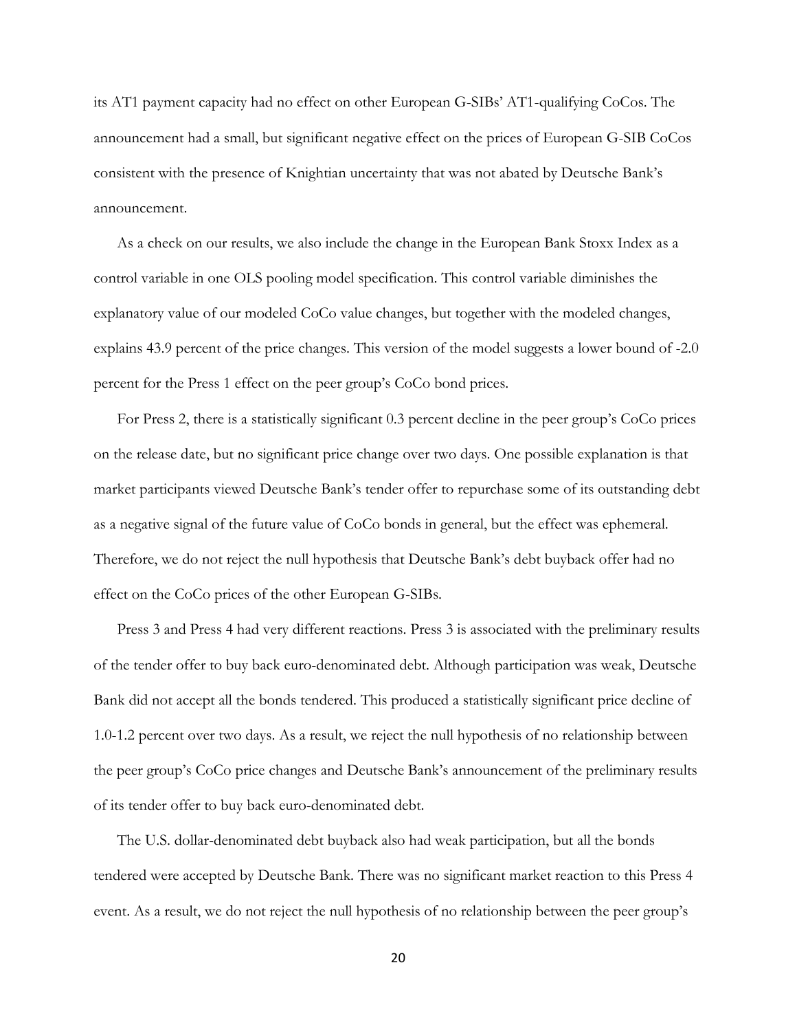its AT1 payment capacity had no effect on other European G-SIBs' AT1-qualifying CoCos. The announcement had a small, but significant negative effect on the prices of European G-SIB CoCos consistent with the presence of Knightian uncertainty that was not abated by Deutsche Bank's announcement.

As a check on our results, we also include the change in the European Bank Stoxx Index as a control variable in one OLS pooling model specification. This control variable diminishes the explanatory value of our modeled CoCo value changes, but together with the modeled changes, explains 43.9 percent of the price changes. This version of the model suggests a lower bound of -2.0 percent for the Press 1 effect on the peer group's CoCo bond prices.

For Press 2, there is a statistically significant 0.3 percent decline in the peer group's CoCo prices on the release date, but no significant price change over two days. One possible explanation is that market participants viewed Deutsche Bank's tender offer to repurchase some of its outstanding debt as a negative signal of the future value of CoCo bonds in general, but the effect was ephemeral. Therefore, we do not reject the null hypothesis that Deutsche Bank's debt buyback offer had no effect on the CoCo prices of the other European G-SIBs.

Press 3 and Press 4 had very different reactions. Press 3 is associated with the preliminary results of the tender offer to buy back euro-denominated debt. Although participation was weak, Deutsche Bank did not accept all the bonds tendered. This produced a statistically significant price decline of 1.0-1.2 percent over two days. As a result, we reject the null hypothesis of no relationship between the peer group's CoCo price changes and Deutsche Bank's announcement of the preliminary results of its tender offer to buy back euro-denominated debt.

The U.S. dollar-denominated debt buyback also had weak participation, but all the bonds tendered were accepted by Deutsche Bank. There was no significant market reaction to this Press 4 event. As a result, we do not reject the null hypothesis of no relationship between the peer group's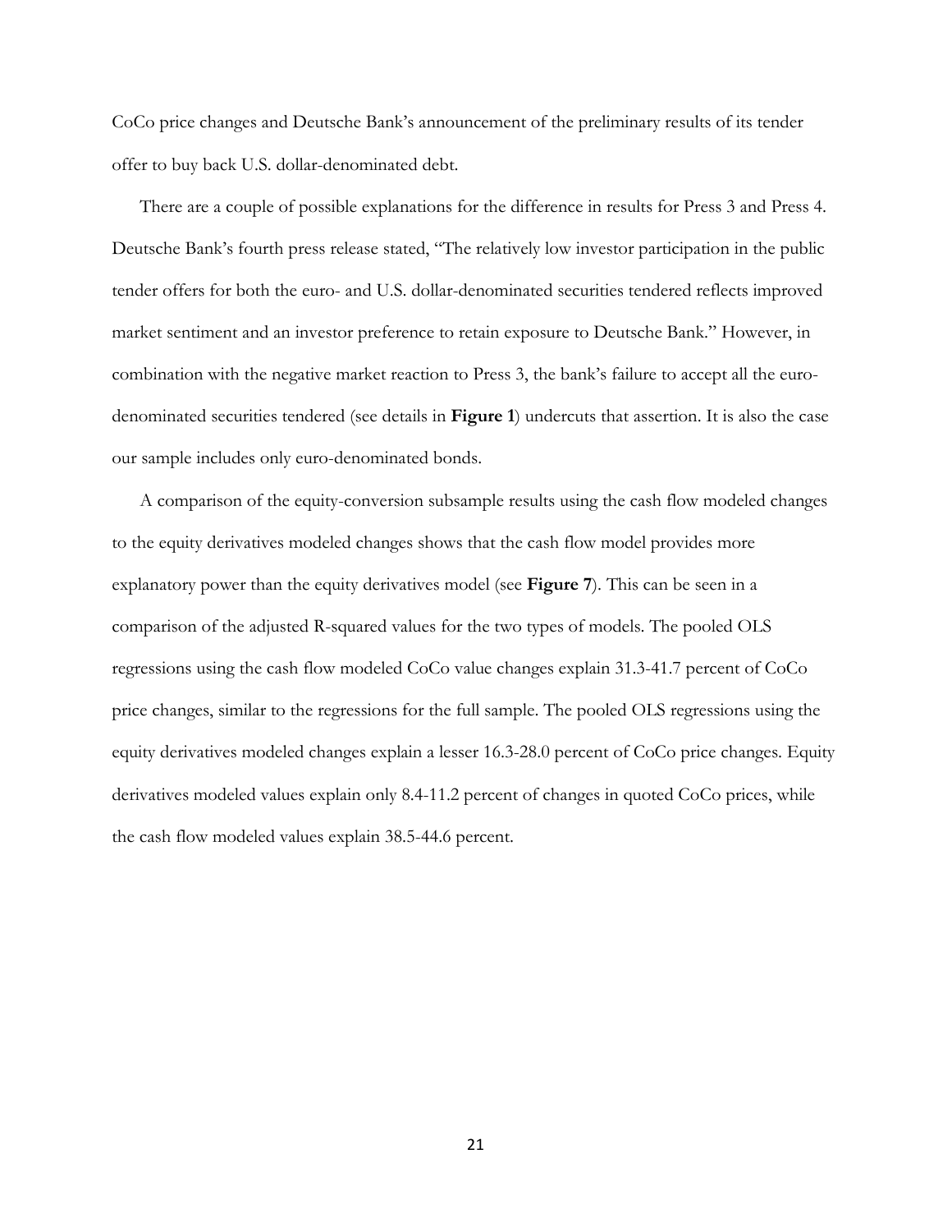CoCo price changes and Deutsche Bank's announcement of the preliminary results of its tender offer to buy back U.S. dollar-denominated debt.

There are a couple of possible explanations for the difference in results for Press 3 and Press 4. Deutsche Bank's fourth press release stated, "The relatively low investor participation in the public tender offers for both the euro- and U.S. dollar-denominated securities tendered reflects improved market sentiment and an investor preference to retain exposure to Deutsche Bank." However, in combination with the negative market reaction to Press 3, the bank's failure to accept all the euro-denominated securities tendered (see details in **Figure 1**) undercuts that assertion. It is also the case our sample includes only euro-denominated bonds.

A comparison of the equity-conversion subsample results using the cash flow modeled changes to the equity derivatives modeled changes shows that the cash flow model provides more explanatory power than the equity derivatives model (see **Figure 7**). This can be seen in a comparison of the adjusted R-squared values for the two types of models. The pooled OLS regressions using the cash flow modeled CoCo value changes explain 31.3-41.7 percent of CoCo price changes, similar to the regressions for the full sample. The pooled OLS regressions using the equity derivatives modeled changes explain a lesser 16.3-28.0 percent of CoCo price changes. Equity derivatives modeled values explain only 8.4-11.2 percent of changes in quoted CoCo prices, while the cash flow modeled values explain 38.5-44.6 percent.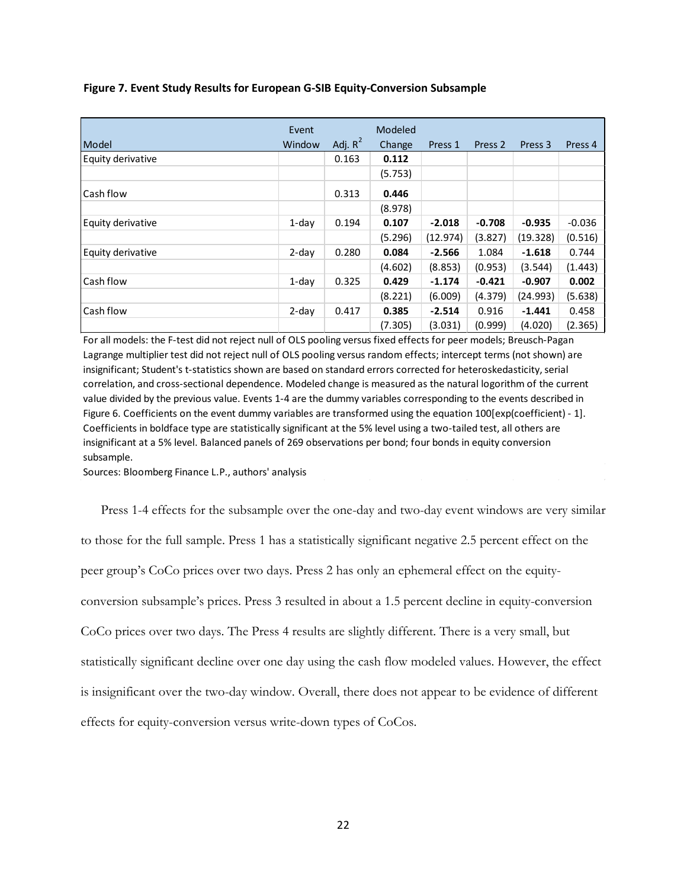**Figure 7. Event Study Results for European G-SIB Equity-Conversion Subsample**

| Model | Event Window | Adj. $R^2$ | Modeled Change | Press 1 | Press 2 | Press 3 | Press 4 |
|---|---|---|---|---|---|---|---|
| Equity derivative | | 0.163 | **0.112** | | | | |
| | | | (5.753) | | | | |
| Cash flow | | 0.313 | **0.446** | | | | |
| | | | (8.978) | | | | |
| Equity derivative | 1-day | 0.194 | **0.107** | **-2.018** | **-0.708** | **-0.935** | -0.036 |
| | | | (5.296) | (12.974) | (3.827) | (19.328) | (0.516) |
| Equity derivative | 2-day | 0.280 | **0.084** | **-2.566** | 1.084 | **-1.618** | 0.744 |
| | | | (4.602) | (8.853) | (0.953) | (3.544) | (1.443) |
| Cash flow | 1-day | 0.325 | **0.429** | **-1.174** | **-0.421** | **-0.907** | **0.002** |
| | | | (8.221) | (6.009) | (4.379) | (24.993) | (5.638) |
| Cash flow | 2-day | 0.417 | **0.385** | **-2.514** | 0.916 | **-1.441** | 0.458 |
| | | | (7.305) | (3.031) | (0.999) | (4.020) | (2.365) |

For all models: the F-test did not reject null of OLS pooling versus fixed effects for peer models; Breusch-Pagan Lagrange multiplier test did not reject null of OLS pooling versus random effects; intercept terms (not shown) are insignificant; Student's t-statistics shown are based on standard errors corrected for heteroskedasticity, serial correlation, and cross-sectional dependence. Modeled change is measured as the natural logorithm of the current value divided by the previous value. Events 1-4 are the dummy variables corresponding to the events described in Figure 6. Coefficients on the event dummy variables are transformed using the equation 100[exp(coefficient) - 1]. Coefficients in boldface type are statistically significant at the 5% level using a two-tailed test, all others are insignificant at a 5% level. Balanced panels of 269 observations per bond; four bonds in equity conversion subsample.

Sources: Bloomberg Finance L.P., authors' analysis

Press 1-4 effects for the subsample over the one-day and two-day event windows are very similar to those for the full sample. Press 1 has a statistically significant negative 2.5 percent effect on the peer group's CoCo prices over two days. Press 2 has only an ephemeral effect on the equity-conversion subsample's prices. Press 3 resulted in about a 1.5 percent decline in equity-conversion CoCo prices over two days. The Press 4 results are slightly different. There is a very small, but statistically significant decline over one day using the cash flow modeled values. However, the effect is insignificant over the two-day window. Overall, there does not appear to be evidence of different effects for equity-conversion versus write-down types of CoCos.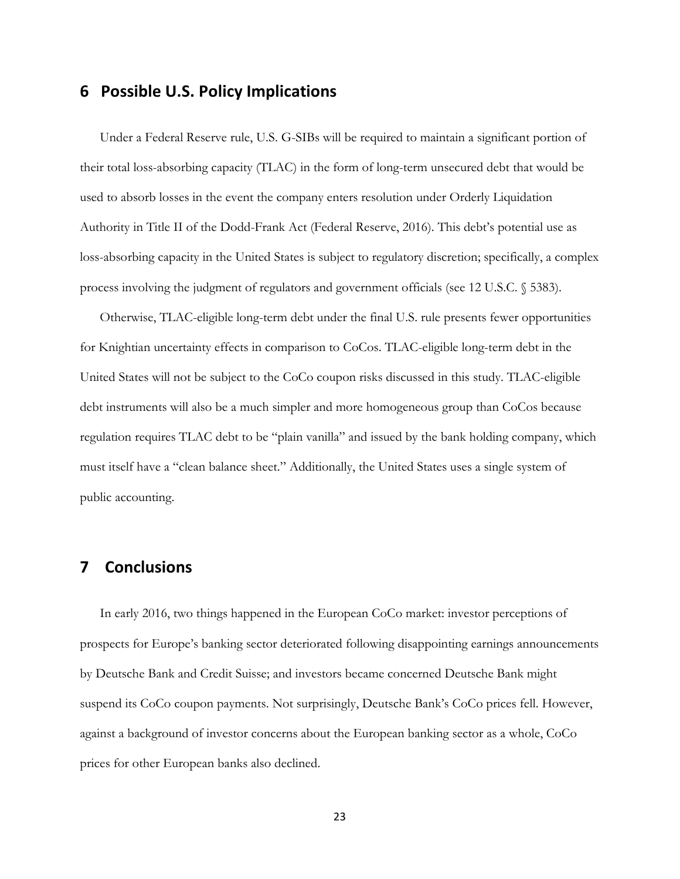## 6 Possible U.S. Policy Implications

Under a Federal Reserve rule, U.S. G-SIBs will be required to maintain a significant portion of their total loss-absorbing capacity (TLAC) in the form of long-term unsecured debt that would be used to absorb losses in the event the company enters resolution under Orderly Liquidation Authority in Title II of the Dodd-Frank Act (Federal Reserve, 2016). This debt's potential use as loss-absorbing capacity in the United States is subject to regulatory discretion; specifically, a complex process involving the judgment of regulators and government officials (see 12 U.S.C. § 5383).

Otherwise, TLAC-eligible long-term debt under the final U.S. rule presents fewer opportunities for Knightian uncertainty effects in comparison to CoCos. TLAC-eligible long-term debt in the United States will not be subject to the CoCo coupon risks discussed in this study. TLAC-eligible debt instruments will also be a much simpler and more homogeneous group than CoCos because regulation requires TLAC debt to be "plain vanilla" and issued by the bank holding company, which must itself have a "clean balance sheet." Additionally, the United States uses a single system of public accounting.

## 7 Conclusions

In early 2016, two things happened in the European CoCo market: investor perceptions of prospects for Europe's banking sector deteriorated following disappointing earnings announcements by Deutsche Bank and Credit Suisse; and investors became concerned Deutsche Bank might suspend its CoCo coupon payments. Not surprisingly, Deutsche Bank's CoCo prices fell. However, against a background of investor concerns about the European banking sector as a whole, CoCo prices for other European banks also declined.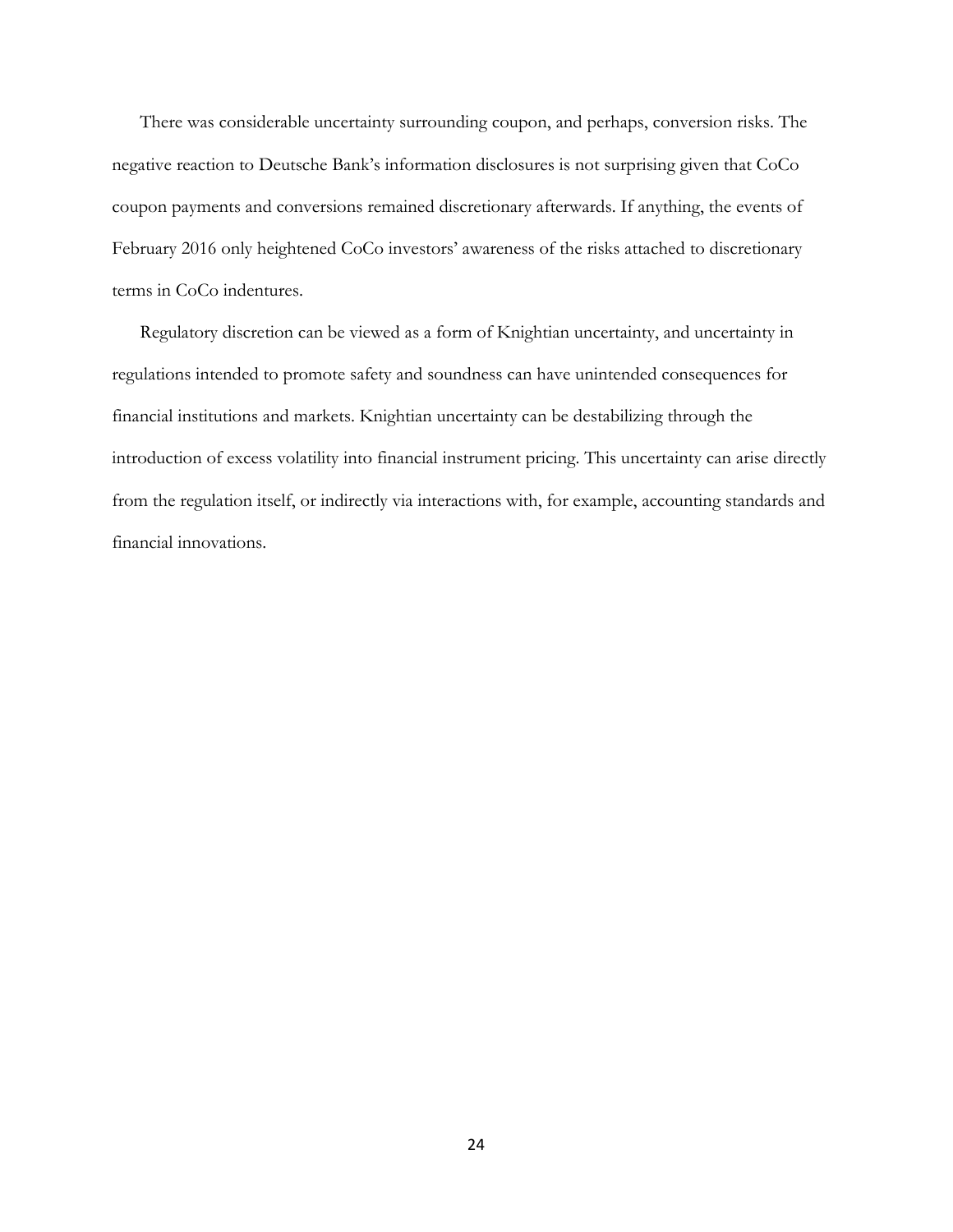There was considerable uncertainty surrounding coupon, and perhaps, conversion risks. The negative reaction to Deutsche Bank's information disclosures is not surprising given that CoCo coupon payments and conversions remained discretionary afterwards. If anything, the events of February 2016 only heightened CoCo investors' awareness of the risks attached to discretionary terms in CoCo indentures.

Regulatory discretion can be viewed as a form of Knightian uncertainty, and uncertainty in regulations intended to promote safety and soundness can have unintended consequences for financial institutions and markets. Knightian uncertainty can be destabilizing through the introduction of excess volatility into financial instrument pricing. This uncertainty can arise directly from the regulation itself, or indirectly via interactions with, for example, accounting standards and financial innovations.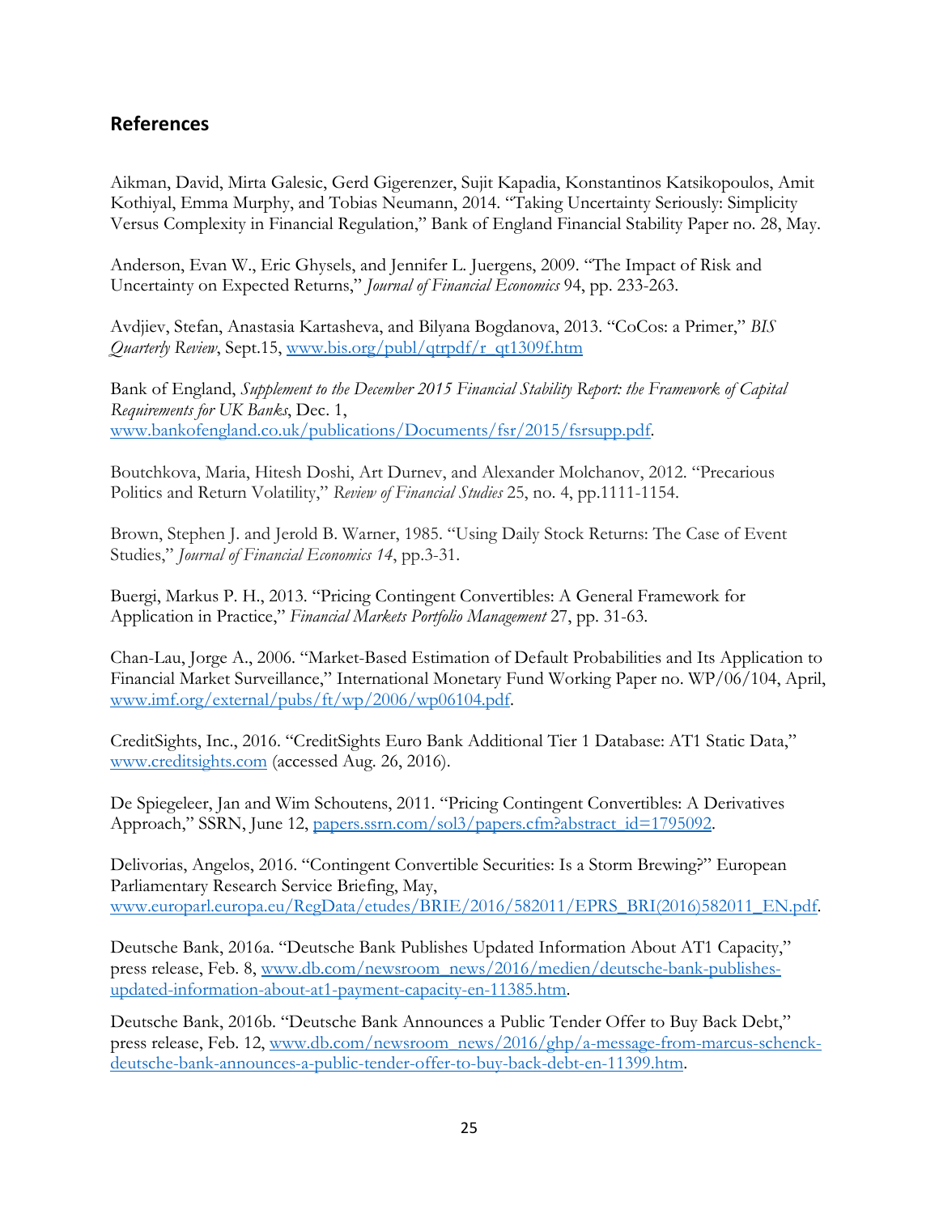## References

Aikman, David, Mirta Galesic, Gerd Gigerenzer, Sujit Kapadia, Konstantinos Katsikopoulos, Amit Kothiyal, Emma Murphy, and Tobias Neumann, 2014. "Taking Uncertainty Seriously: Simplicity Versus Complexity in Financial Regulation," Bank of England Financial Stability Paper no. 28, May.

Anderson, Evan W., Eric Ghysels, and Jennifer L. Juergens, 2009. "The Impact of Risk and Uncertainty on Expected Returns," *Journal of Financial Economics* 94, pp. 233-263.

Avdjiev, Stefan, Anastasia Kartasheva, and Bilyana Bogdanova, 2013. "CoCos: a Primer," *BIS Quarterly Review*, Sept.15, [www.bis.org/publ/qtrpdf/r_qt1309f.htm](www.bis.org/publ/qtrpdf/r_qt1309f.htm)

Bank of England, *Supplement to the December 2015 Financial Stability Report: the Framework of Capital Requirements for UK Banks*, Dec. 1, [www.bankofengland.co.uk/publications/Documents/fsr/2015/fsrsupp.pdf](www.bankofengland.co.uk/publications/Documents/fsr/2015/fsrsupp.pdf).

Boutchkova, Maria, Hitesh Doshi, Art Durnev, and Alexander Molchanov, 2012. "Precarious Politics and Return Volatility," *Review of Financial Studies* 25, no. 4, pp.1111-1154.

Brown, Stephen J. and Jerold B. Warner, 1985. "Using Daily Stock Returns: The Case of Event Studies," *Journal of Financial Economics 14*, pp.3-31.

Buergi, Markus P. H., 2013. "Pricing Contingent Convertibles: A General Framework for Application in Practice," *Financial Markets Portfolio Management* 27, pp. 31-63.

Chan-Lau, Jorge A., 2006. "Market-Based Estimation of Default Probabilities and Its Application to Financial Market Surveillance," International Monetary Fund Working Paper no. WP/06/104, April, [www.imf.org/external/pubs/ft/wp/2006/wp06104.pdf](www.imf.org/external/pubs/ft/wp/2006/wp06104.pdf).

CreditSights, Inc., 2016. "CreditSights Euro Bank Additional Tier 1 Database: AT1 Static Data," [www.creditsights.com](www.creditsights.com) (accessed Aug. 26, 2016).

De Spiegeleer, Jan and Wim Schoutens, 2011. "Pricing Contingent Convertibles: A Derivatives Approach," SSRN, June 12, [papers.ssrn.com/sol3/papers.cfm?abstract_id=1795092](papers.ssrn.com/sol3/papers.cfm?abstract_id=1795092).

Delivorias, Angelos, 2016. "Contingent Convertible Securities: Is a Storm Brewing?" European Parliamentary Research Service Briefing, May, [www.europarl.europa.eu/RegData/etudes/BRIE/2016/582011/EPRS_BRI(2016)582011_EN.pdf](www.europarl.europa.eu/RegData/etudes/BRIE/2016/582011/EPRS_BRI(2016)582011_EN.pdf).

Deutsche Bank, 2016a. "Deutsche Bank Publishes Updated Information About AT1 Capacity," press release, Feb. 8, [www.db.com/newsroom_news/2016/medien/deutsche-bank-publishes-updated-information-about-at1-payment-capacity-en-11385.htm](www.db.com/newsroom_news/2016/medien/deutsche-bank-publishes-updated-information-about-at1-payment-capacity-en-11385.htm).

Deutsche Bank, 2016b. "Deutsche Bank Announces a Public Tender Offer to Buy Back Debt," press release, Feb. 12, [www.db.com/newsroom_news/2016/ghp/a-message-from-marcus-schenck-deutsche-bank-announces-a-public-tender-offer-to-buy-back-debt-en-11399.htm](www.db.com/newsroom_news/2016/ghp/a-message-from-marcus-schenck-deutsche-bank-announces-a-public-tender-offer-to-buy-back-debt-en-11399.htm).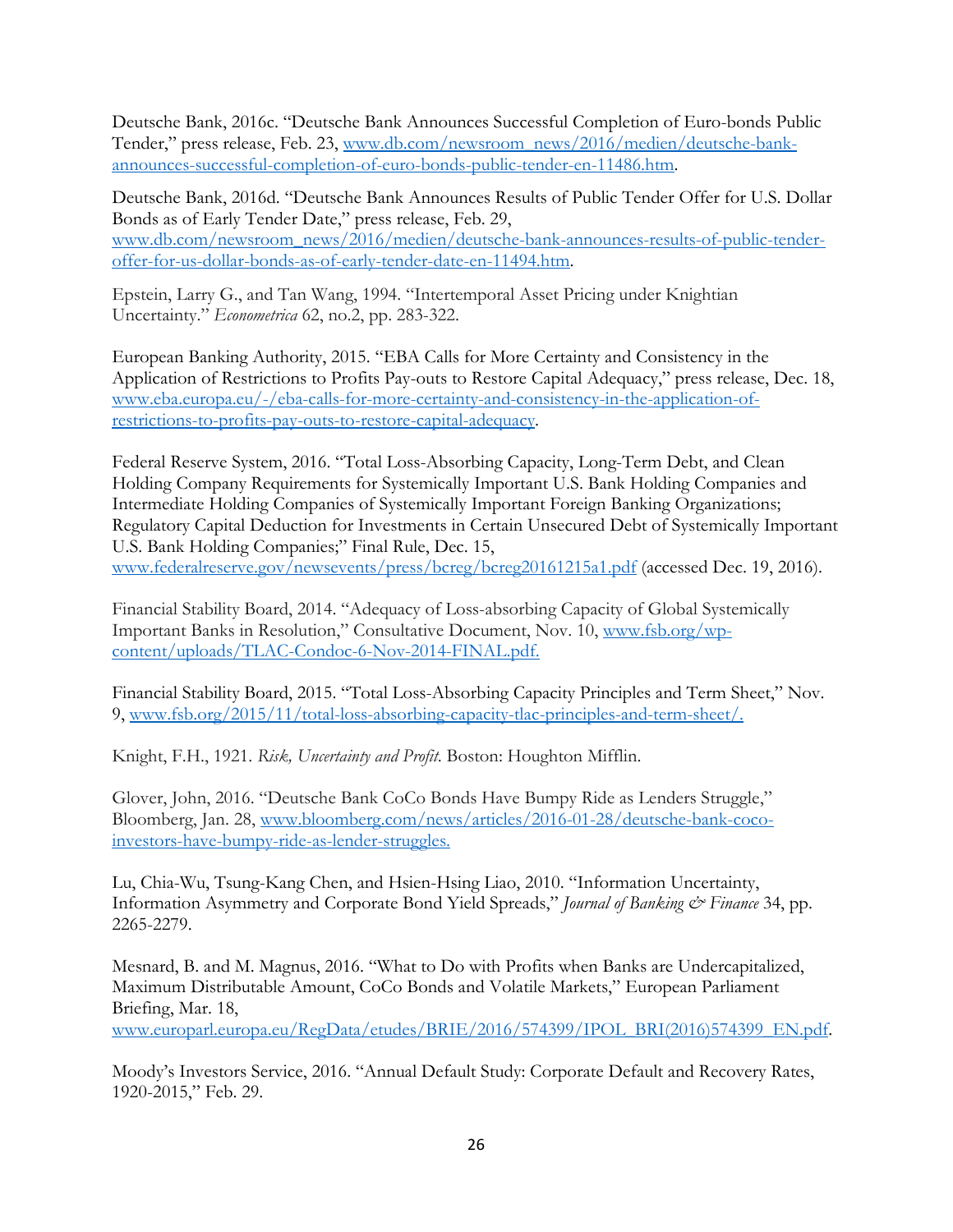Deutsche Bank, 2016c. "Deutsche Bank Announces Successful Completion of Euro-bonds Public Tender," press release, Feb. 23, www.db.com/newsroom_news/2016/medien/deutsche-bank-announces-successful-completion-of-euro-bonds-public-tender-en-11486.htm.

Deutsche Bank, 2016d. "Deutsche Bank Announces Results of Public Tender Offer for U.S. Dollar Bonds as of Early Tender Date," press release, Feb. 29, www.db.com/newsroom_news/2016/medien/deutsche-bank-announces-results-of-public-tender-offer-for-us-dollar-bonds-as-of-early-tender-date-en-11494.htm.

Epstein, Larry G., and Tan Wang, 1994. "Intertemporal Asset Pricing under Knightian Uncertainty." *Econometrica* 62, no.2, pp. 283-322.

European Banking Authority, 2015. "EBA Calls for More Certainty and Consistency in the Application of Restrictions to Profits Pay-outs to Restore Capital Adequacy," press release, Dec. 18, www.eba.europa.eu/-/eba-calls-for-more-certainty-and-consistency-in-the-application-of-restrictions-to-profits-pay-outs-to-restore-capital-adequacy.

Federal Reserve System, 2016. "Total Loss-Absorbing Capacity, Long-Term Debt, and Clean Holding Company Requirements for Systemically Important U.S. Bank Holding Companies and Intermediate Holding Companies of Systemically Important Foreign Banking Organizations; Regulatory Capital Deduction for Investments in Certain Unsecured Debt of Systemically Important U.S. Bank Holding Companies;" Final Rule, Dec. 15, www.federalreserve.gov/newsevents/press/bcreg/bcreg20161215a1.pdf (accessed Dec. 19, 2016).

Financial Stability Board, 2014. "Adequacy of Loss-absorbing Capacity of Global Systemically Important Banks in Resolution," Consultative Document, Nov. 10, www.fsb.org/wp-content/uploads/TLAC-Condoc-6-Nov-2014-FINAL.pdf.

Financial Stability Board, 2015. "Total Loss-Absorbing Capacity Principles and Term Sheet," Nov. 9, www.fsb.org/2015/11/total-loss-absorbing-capacity-tlac-principles-and-term-sheet/.

Knight, F.H., 1921. *Risk, Uncertainty and Profit*. Boston: Houghton Mifflin.

Glover, John, 2016. "Deutsche Bank CoCo Bonds Have Bumpy Ride as Lenders Struggle," Bloomberg, Jan. 28, www.bloomberg.com/news/articles/2016-01-28/deutsche-bank-coco-investors-have-bumpy-ride-as-lender-struggles.

Lu, Chia-Wu, Tsung-Kang Chen, and Hsien-Hsing Liao, 2010. "Information Uncertainty, Information Asymmetry and Corporate Bond Yield Spreads," *Journal of Banking & Finance* 34, pp. 2265-2279.

Mesnard, B. and M. Magnus, 2016. "What to Do with Profits when Banks are Undercapitalized, Maximum Distributable Amount, CoCo Bonds and Volatile Markets," European Parliament Briefing, Mar. 18, www.europarl.europa.eu/RegData/etudes/BRIE/2016/574399/IPOL_BRI(2016)574399_EN.pdf.

Moody's Investors Service, 2016. "Annual Default Study: Corporate Default and Recovery Rates, 1920-2015," Feb. 29.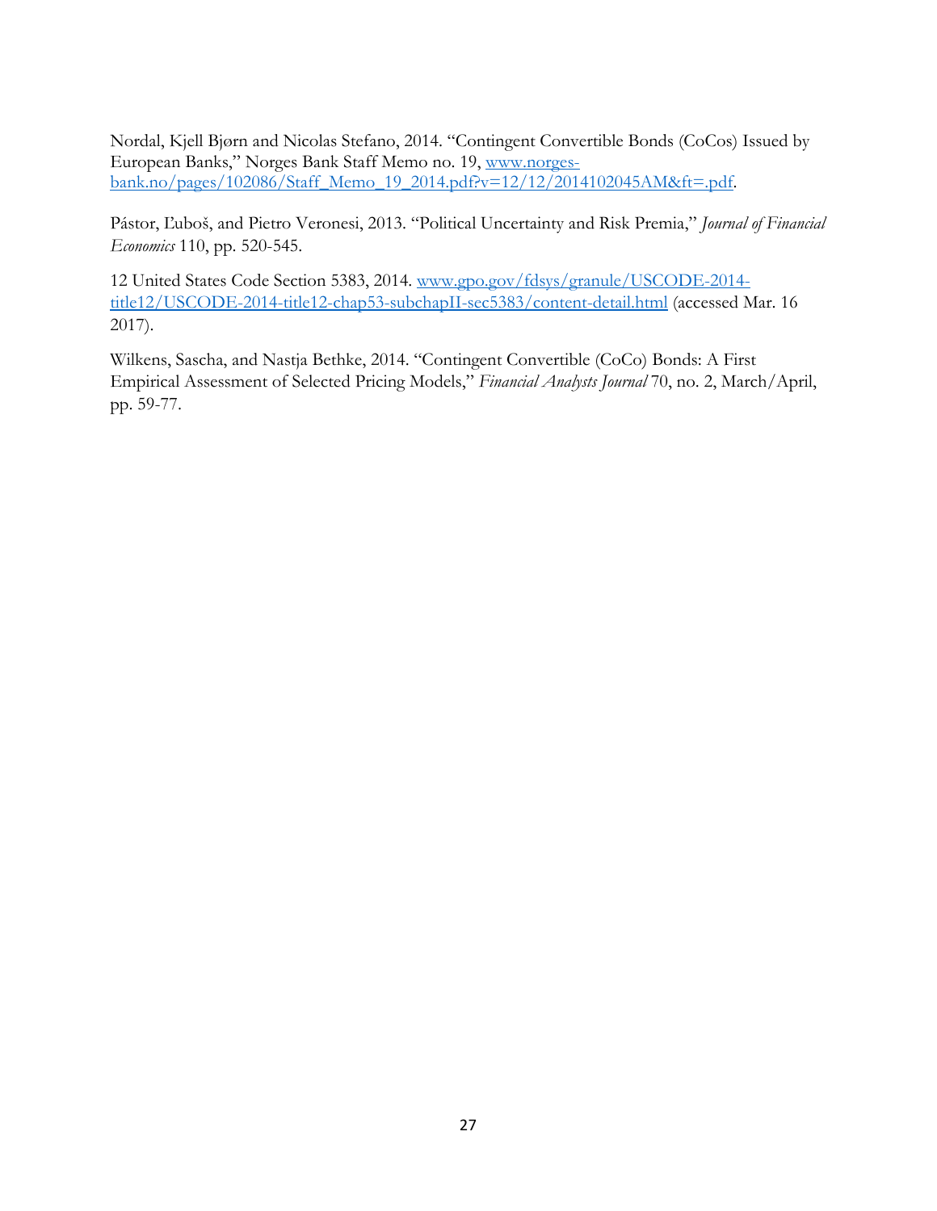Nordal, Kjell Bjørn and Nicolas Stefano, 2014. "Contingent Convertible Bonds (CoCos) Issued by European Banks," Norges Bank Staff Memo no. 19, www.norges-bank.no/pages/102086/Staff_Memo_19_2014.pdf?v=12/12/2014102045AM&ft=.pdf.

Pástor, Ľuboš, and Pietro Veronesi, 2013. "Political Uncertainty and Risk Premia," *Journal of Financial Economics* 110, pp. 520-545.

12 United States Code Section 5383, 2014. www.gpo.gov/fdsys/granule/USCODE-2014-title12/USCODE-2014-title12-chap53-subchapII-sec5383/content-detail.html (accessed Mar. 16 2017).

Wilkens, Sascha, and Nastja Bethke, 2014. "Contingent Convertible (CoCo) Bonds: A First Empirical Assessment of Selected Pricing Models," *Financial Analysts Journal* 70, no. 2, March/April, pp. 59-77.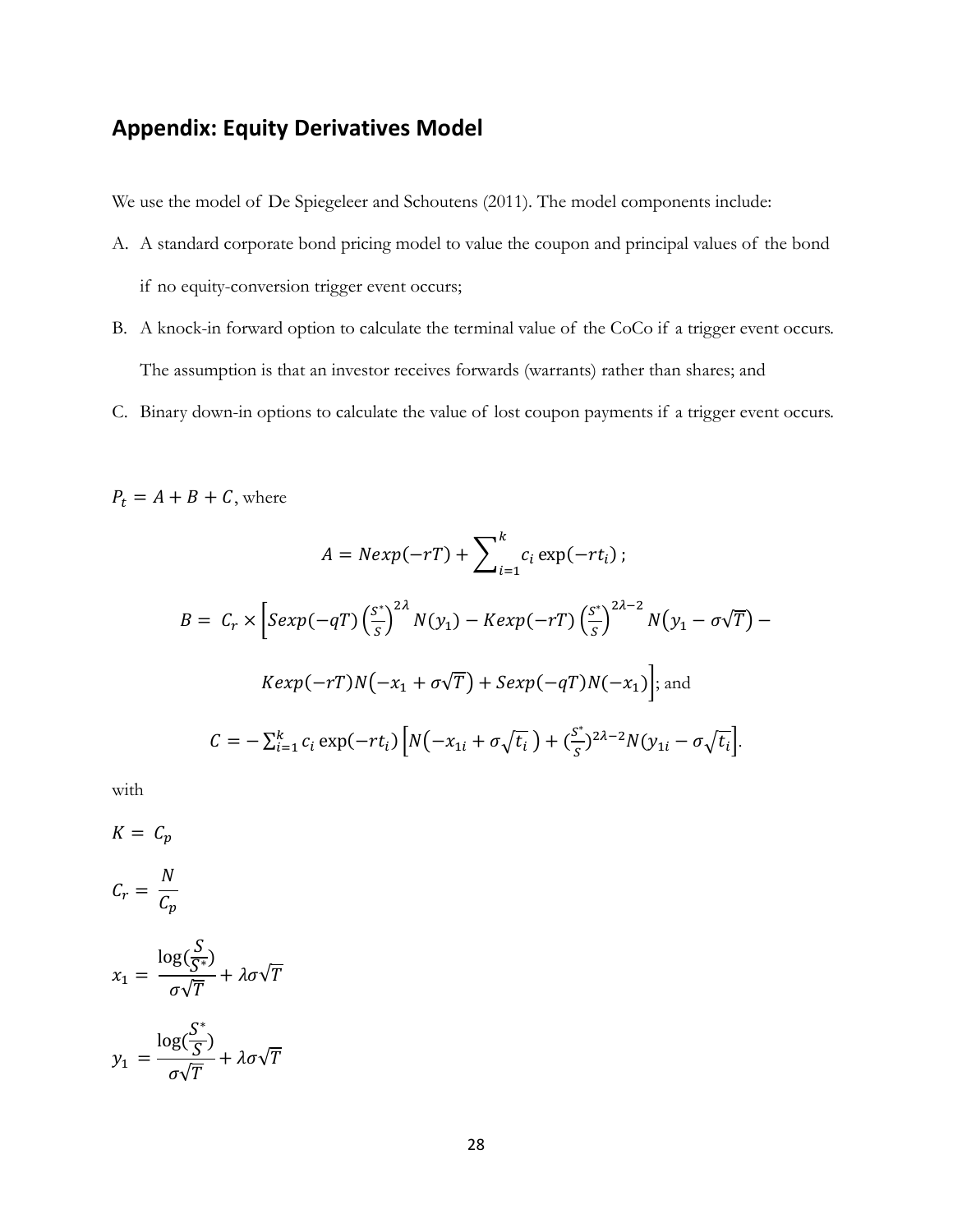## Appendix: Equity Derivatives Model

We use the model of De Spiegeleer and Schoutens (2011). The model components include:

A. A standard corporate bond pricing model to value the coupon and principal values of the bond if no equity-conversion trigger event occurs;

B. A knock-in forward option to calculate the terminal value of the CoCo if a trigger event occurs. The assumption is that an investor receives forwards (warrants) rather than shares; and

C. Binary down-in options to calculate the value of lost coupon payments if a trigger event occurs.

$P_t = A + B + C$, where

$$A = Nexp(-rT) + \sum_{i=1}^{k} c_i \exp(-rt_i)\,;$$

$$B = C_r \times \Big[Sexp(-qT)\left(\tfrac{S^*}{S}\right)^{2\lambda} N(y_1) - Kexp(-rT)\left(\tfrac{S^*}{S}\right)^{2\lambda-2} N\big(y_1 - \sigma\sqrt{T}\big) -$$

$$Kexp(-rT)N\big(-x_1 + \sigma\sqrt{T}\big) + Sexp(-qT)N(-x_1)\Big]; \text{ and}$$

$$C = -\sum_{i=1}^{k} c_i \exp(-rt_i)\Big[N\big(-x_{1i} + \sigma\sqrt{t_i}\,\big) + (\tfrac{S^*}{S})^{2\lambda-2} N(y_{1i} - \sigma\sqrt{t_i}\Big].$$

with

$$K = C_p$$

$$C_r = \frac{N}{C_p}$$

$$x_1 = \frac{\log(\frac{S}{S^*})}{\sigma\sqrt{T}} + \lambda\sigma\sqrt{T}$$

$$y_1 = \frac{\log(\frac{S^*}{S})}{\sigma\sqrt{T}} + \lambda\sigma\sqrt{T}$$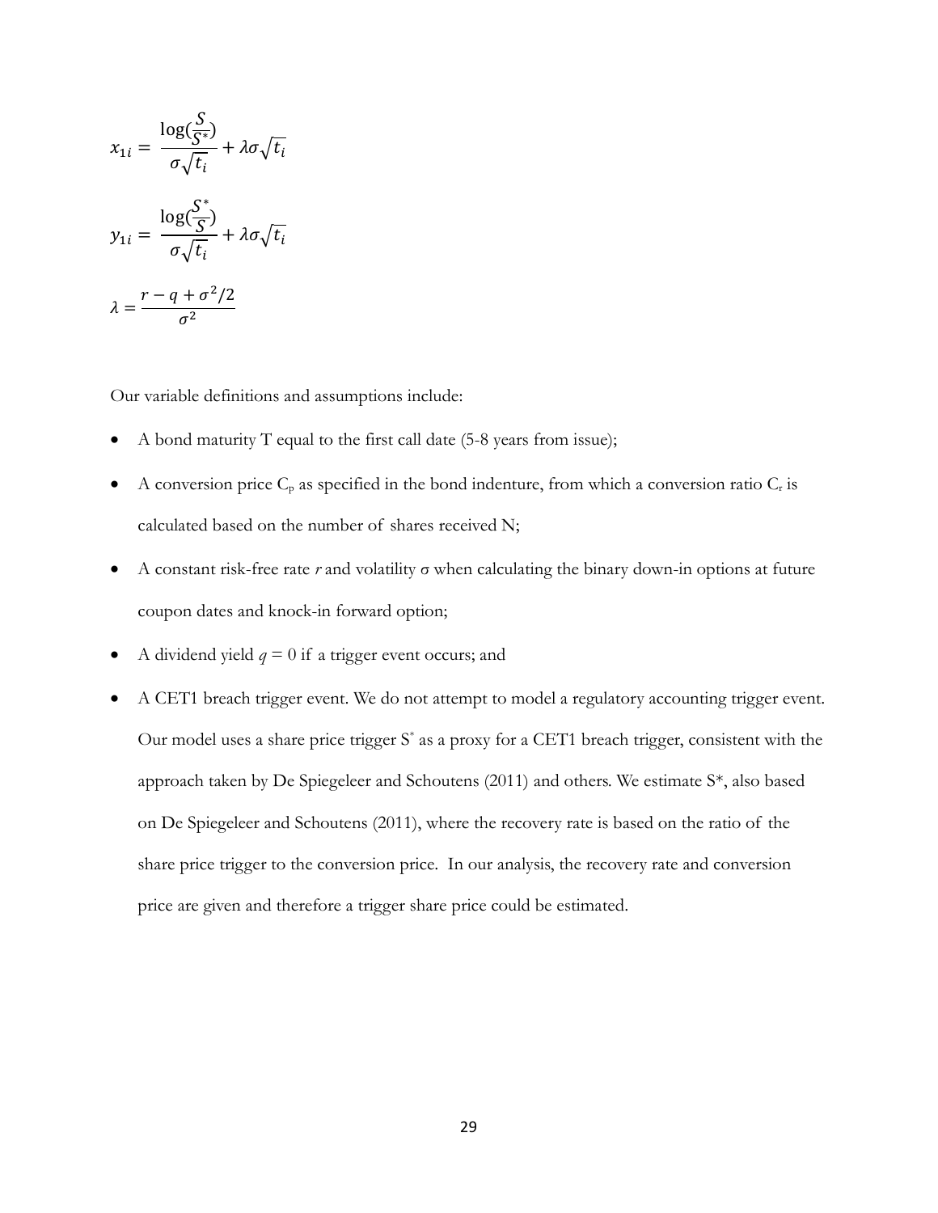$$x_{1i} = \frac{\log(\frac{S}{S^*})}{\sigma\sqrt{t_i}} + \lambda\sigma\sqrt{t_i}$$

$$y_{1i} = \frac{\log(\frac{S^*}{S})}{\sigma\sqrt{t_i}} + \lambda\sigma\sqrt{t_i}$$

$$\lambda = \frac{r - q + \sigma^2/2}{\sigma^2}$$

Our variable definitions and assumptions include:

- A bond maturity T equal to the first call date (5-8 years from issue);
- A conversion price $C_p$ as specified in the bond indenture, from which a conversion ratio $C_r$ is calculated based on the number of shares received N;
- A constant risk-free rate *r* and volatility σ when calculating the binary down-in options at future coupon dates and knock-in forward option;
- A dividend yield $q = 0$ if a trigger event occurs; and
- A CET1 breach trigger event. We do not attempt to model a regulatory accounting trigger event. Our model uses a share price trigger $S^*$ as a proxy for a CET1 breach trigger, consistent with the approach taken by De Spiegeleer and Schoutens (2011) and others. We estimate $S^*$, also based on De Spiegeleer and Schoutens (2011), where the recovery rate is based on the ratio of the share price trigger to the conversion price. In our analysis, the recovery rate and conversion price are given and therefore a trigger share price could be estimated.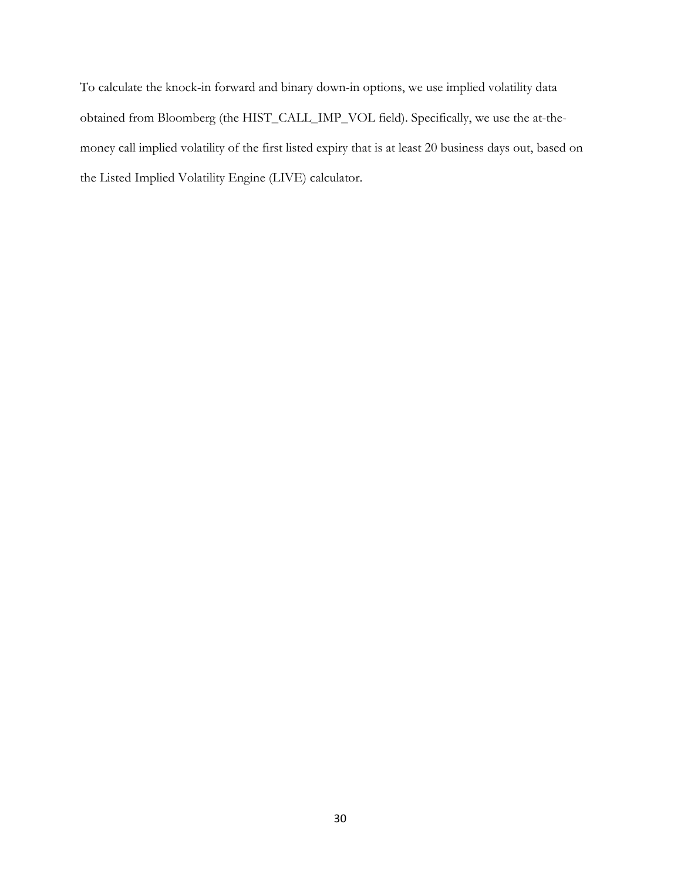To calculate the knock-in forward and binary down-in options, we use implied volatility data obtained from Bloomberg (the HIST_CALL_IMP_VOL field). Specifically, we use the at-the-money call implied volatility of the first listed expiry that is at least 20 business days out, based on the Listed Implied Volatility Engine (LIVE) calculator.